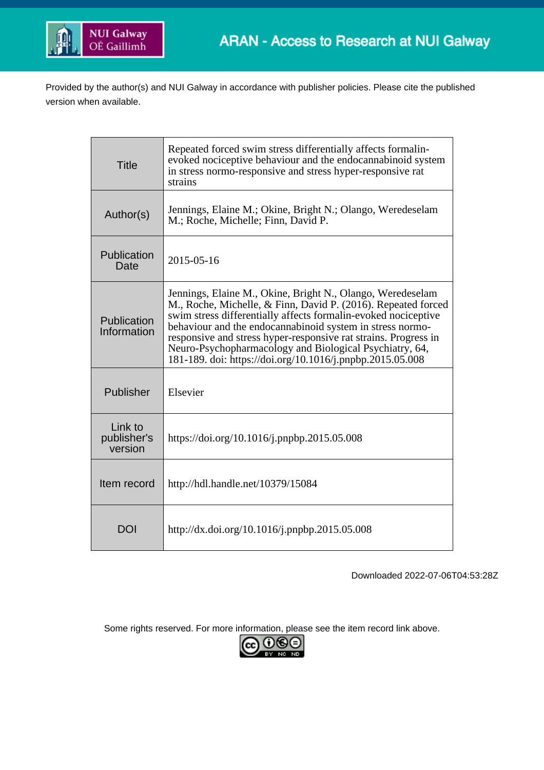Provided by the author(s) and NUI Galway in accordance with publisher policies. Please cite the published version when available.

| Title | Repeated forced swim stress differentially affects formalin-evoked nociceptive behaviour and the endocannabinoid system in stress normo-responsive and stress hyper-responsive rat strains |
|---|---|
| Author(s) | Jennings, Elaine M.; Okine, Bright N.; Olango, Weredeselam M.; Roche, Michelle; Finn, David P. |
| Publication Date | 2015-05-16 |
| Publication Information | Jennings, Elaine M., Okine, Bright N., Olango, Weredeselam M., Roche, Michelle, & Finn, David P. (2016). Repeated forced swim stress differentially affects formalin-evoked nociceptive behaviour and the endocannabinoid system in stress normo-responsive and stress hyper-responsive rat strains. Progress in Neuro-Psychopharmacology and Biological Psychiatry, 64, 181-189. doi: https://doi.org/10.1016/j.pnpbp.2015.05.008 |
| Publisher | Elsevier |
| Link to publisher's version | https://doi.org/10.1016/j.pnpbp.2015.05.008 |
| Item record | http://hdl.handle.net/10379/15084 |
| DOI | http://dx.doi.org/10.1016/j.pnpbp.2015.05.008 |

Downloaded 2022-07-06T04:53:28Z

Some rights reserved. For more information, please see the item record link above.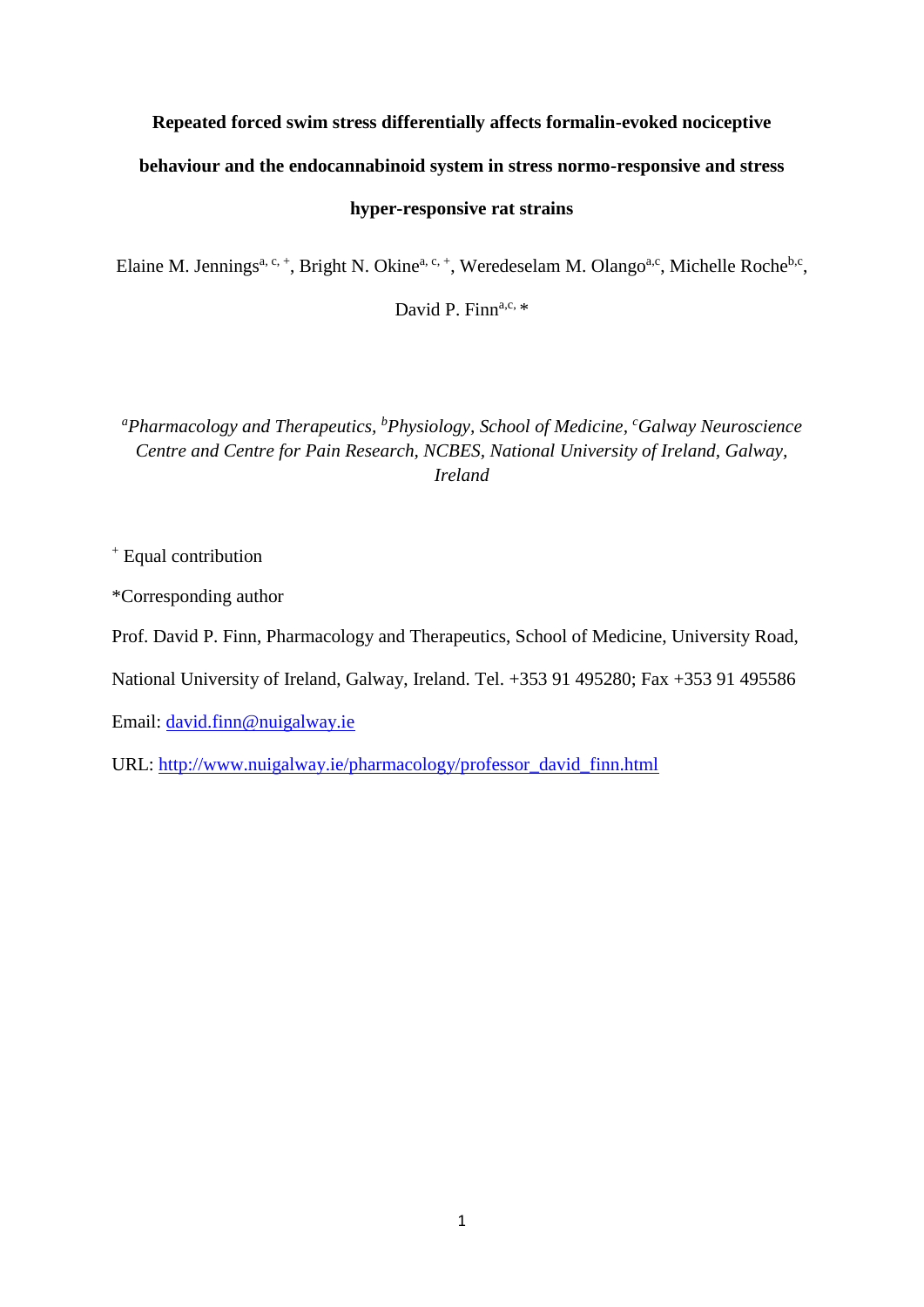# Repeated forced swim stress differentially affects formalin-evoked nociceptive behaviour and the endocannabinoid system in stress normo-responsive and stress hyper-responsive rat strains

Elaine M. Jennings[a, c, +], Bright N. Okine[a, c, +], Weredeselam M. Olango[a,c], Michelle Roche[b,c], David P. Finn[a,c, *]

*[a]Pharmacology and Therapeutics, [b]Physiology, School of Medicine, [c]Galway Neuroscience Centre and Centre for Pain Research, NCBES, National University of Ireland, Galway, Ireland*

[+] Equal contribution

*Corresponding author

Prof. David P. Finn, Pharmacology and Therapeutics, School of Medicine, University Road, National University of Ireland, Galway, Ireland. Tel. +353 91 495280; Fax +353 91 495586

Email: david.finn@nuigalway.ie

URL: http://www.nuigalway.ie/pharmacology/professor_david_finn.html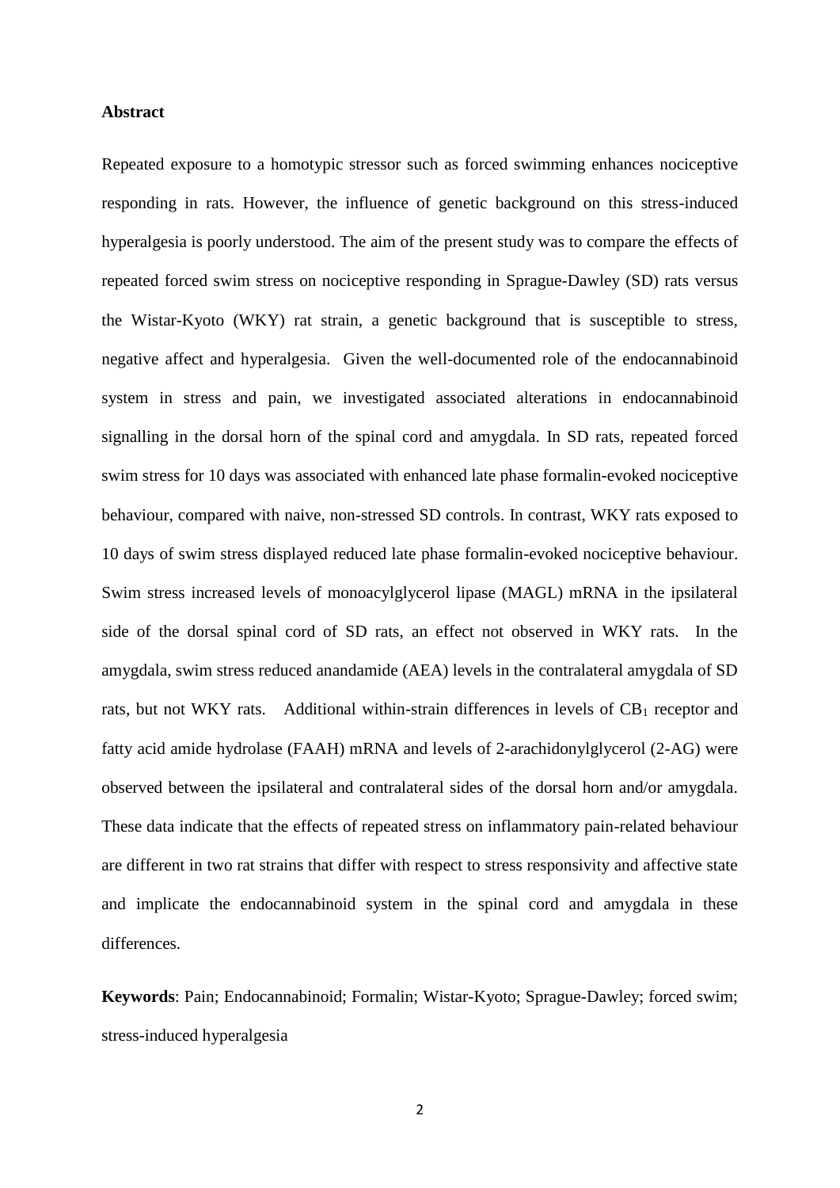**Abstract**

Repeated exposure to a homotypic stressor such as forced swimming enhances nociceptive responding in rats. However, the influence of genetic background on this stress-induced hyperalgesia is poorly understood. The aim of the present study was to compare the effects of repeated forced swim stress on nociceptive responding in Sprague-Dawley (SD) rats versus the Wistar-Kyoto (WKY) rat strain, a genetic background that is susceptible to stress, negative affect and hyperalgesia. Given the well-documented role of the endocannabinoid system in stress and pain, we investigated associated alterations in endocannabinoid signalling in the dorsal horn of the spinal cord and amygdala. In SD rats, repeated forced swim stress for 10 days was associated with enhanced late phase formalin-evoked nociceptive behaviour, compared with naive, non-stressed SD controls. In contrast, WKY rats exposed to 10 days of swim stress displayed reduced late phase formalin-evoked nociceptive behaviour. Swim stress increased levels of monoacylglycerol lipase (MAGL) mRNA in the ipsilateral side of the dorsal spinal cord of SD rats, an effect not observed in WKY rats. In the amygdala, swim stress reduced anandamide (AEA) levels in the contralateral amygdala of SD rats, but not WKY rats. Additional within-strain differences in levels of $CB_1$ receptor and fatty acid amide hydrolase (FAAH) mRNA and levels of 2-arachidonylglycerol (2-AG) were observed between the ipsilateral and contralateral sides of the dorsal horn and/or amygdala. These data indicate that the effects of repeated stress on inflammatory pain-related behaviour are different in two rat strains that differ with respect to stress responsivity and affective state and implicate the endocannabinoid system in the spinal cord and amygdala in these differences.

**Keywords**: Pain; Endocannabinoid; Formalin; Wistar-Kyoto; Sprague-Dawley; forced swim; stress-induced hyperalgesia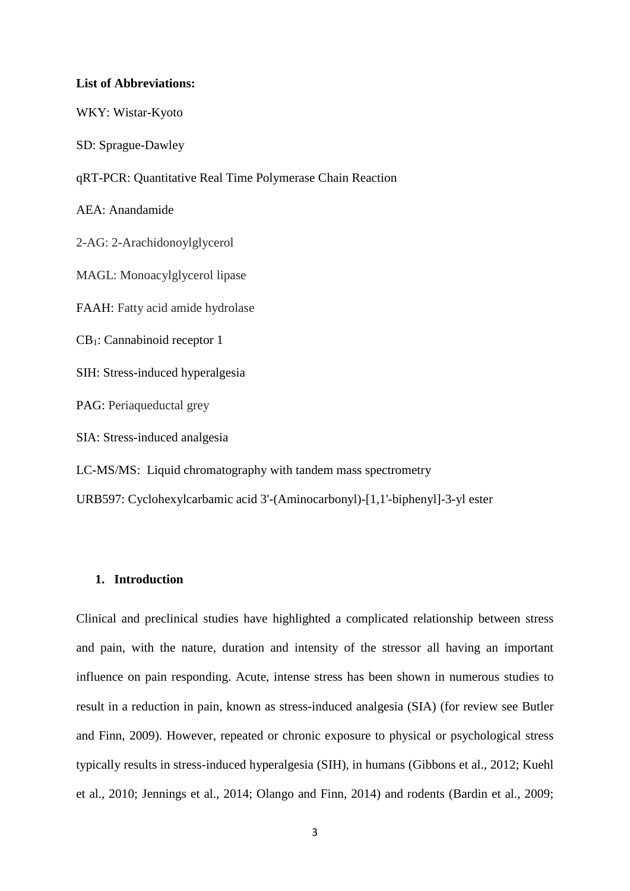**List of Abbreviations:**

WKY: Wistar-Kyoto

SD: Sprague-Dawley

qRT-PCR: Quantitative Real Time Polymerase Chain Reaction

AEA: Anandamide

2-AG: 2-Arachidonoylglycerol

MAGL: Monoacylglycerol lipase

FAAH: Fatty acid amide hydrolase

$CB_1$: Cannabinoid receptor 1

SIH: Stress-induced hyperalgesia

PAG: Periaqueductal grey

SIA: Stress-induced analgesia

LC-MS/MS: Liquid chromatography with tandem mass spectrometry

URB597: Cyclohexylcarbamic acid 3'-(Aminocarbonyl)-[1,1'-biphenyl]-3-yl ester

## 1. Introduction

Clinical and preclinical studies have highlighted a complicated relationship between stress and pain, with the nature, duration and intensity of the stressor all having an important influence on pain responding. Acute, intense stress has been shown in numerous studies to result in a reduction in pain, known as stress-induced analgesia (SIA) (for review see Butler and Finn, 2009). However, repeated or chronic exposure to physical or psychological stress typically results in stress-induced hyperalgesia (SIH), in humans (Gibbons et al., 2012; Kuehl et al., 2010; Jennings et al., 2014; Olango and Finn, 2014) and rodents (Bardin et al., 2009;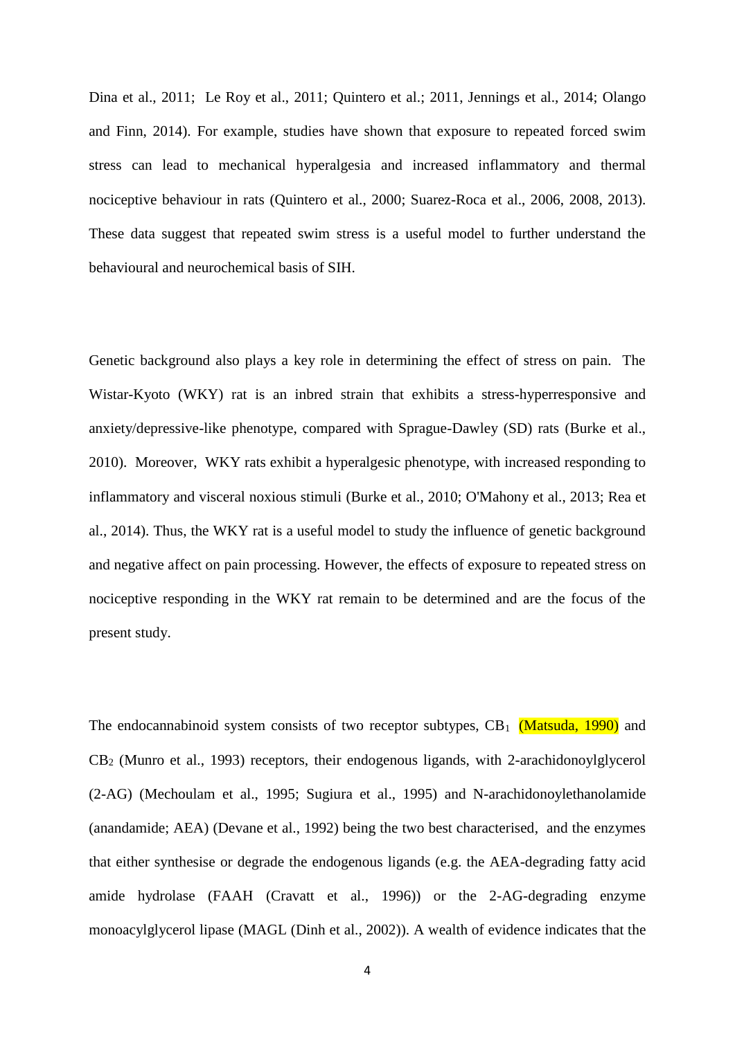Dina et al., 2011; Le Roy et al., 2011; Quintero et al.; 2011, Jennings et al., 2014; Olango and Finn, 2014). For example, studies have shown that exposure to repeated forced swim stress can lead to mechanical hyperalgesia and increased inflammatory and thermal nociceptive behaviour in rats (Quintero et al., 2000; Suarez-Roca et al., 2006, 2008, 2013). These data suggest that repeated swim stress is a useful model to further understand the behavioural and neurochemical basis of SIH.

Genetic background also plays a key role in determining the effect of stress on pain. The Wistar-Kyoto (WKY) rat is an inbred strain that exhibits a stress-hyperresponsive and anxiety/depressive-like phenotype, compared with Sprague-Dawley (SD) rats (Burke et al., 2010). Moreover, WKY rats exhibit a hyperalgesic phenotype, with increased responding to inflammatory and visceral noxious stimuli (Burke et al., 2010; O'Mahony et al., 2013; Rea et al., 2014). Thus, the WKY rat is a useful model to study the influence of genetic background and negative affect on pain processing. However, the effects of exposure to repeated stress on nociceptive responding in the WKY rat remain to be determined and are the focus of the present study.

The endocannabinoid system consists of two receptor subtypes, $CB_1$ (Matsuda, 1990) and $CB_2$ (Munro et al., 1993) receptors, their endogenous ligands, with 2-arachidonoylglycerol (2-AG) (Mechoulam et al., 1995; Sugiura et al., 1995) and N-arachidonoylethanolamide (anandamide; AEA) (Devane et al., 1992) being the two best characterised, and the enzymes that either synthesise or degrade the endogenous ligands (e.g. the AEA-degrading fatty acid amide hydrolase (FAAH (Cravatt et al., 1996)) or the 2-AG-degrading enzyme monoacylglycerol lipase (MAGL (Dinh et al., 2002)). A wealth of evidence indicates that the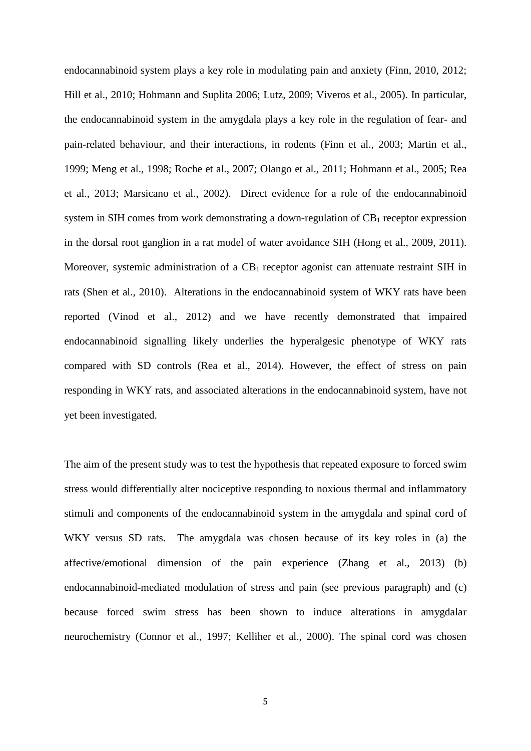endocannabinoid system plays a key role in modulating pain and anxiety (Finn, 2010, 2012; Hill et al., 2010; Hohmann and Suplita 2006; Lutz, 2009; Viveros et al., 2005). In particular, the endocannabinoid system in the amygdala plays a key role in the regulation of fear- and pain-related behaviour, and their interactions, in rodents (Finn et al., 2003; Martin et al., 1999; Meng et al., 1998; Roche et al., 2007; Olango et al., 2011; Hohmann et al., 2005; Rea et al., 2013; Marsicano et al., 2002). Direct evidence for a role of the endocannabinoid system in SIH comes from work demonstrating a down-regulation of $CB_1$ receptor expression in the dorsal root ganglion in a rat model of water avoidance SIH (Hong et al., 2009, 2011). Moreover, systemic administration of a $CB_1$ receptor agonist can attenuate restraint SIH in rats (Shen et al., 2010). Alterations in the endocannabinoid system of WKY rats have been reported (Vinod et al., 2012) and we have recently demonstrated that impaired endocannabinoid signalling likely underlies the hyperalgesic phenotype of WKY rats compared with SD controls (Rea et al., 2014). However, the effect of stress on pain responding in WKY rats, and associated alterations in the endocannabinoid system, have not yet been investigated.

The aim of the present study was to test the hypothesis that repeated exposure to forced swim stress would differentially alter nociceptive responding to noxious thermal and inflammatory stimuli and components of the endocannabinoid system in the amygdala and spinal cord of WKY versus SD rats. The amygdala was chosen because of its key roles in (a) the affective/emotional dimension of the pain experience (Zhang et al., 2013) (b) endocannabinoid-mediated modulation of stress and pain (see previous paragraph) and (c) because forced swim stress has been shown to induce alterations in amygdalar neurochemistry (Connor et al., 1997; Kelliher et al., 2000). The spinal cord was chosen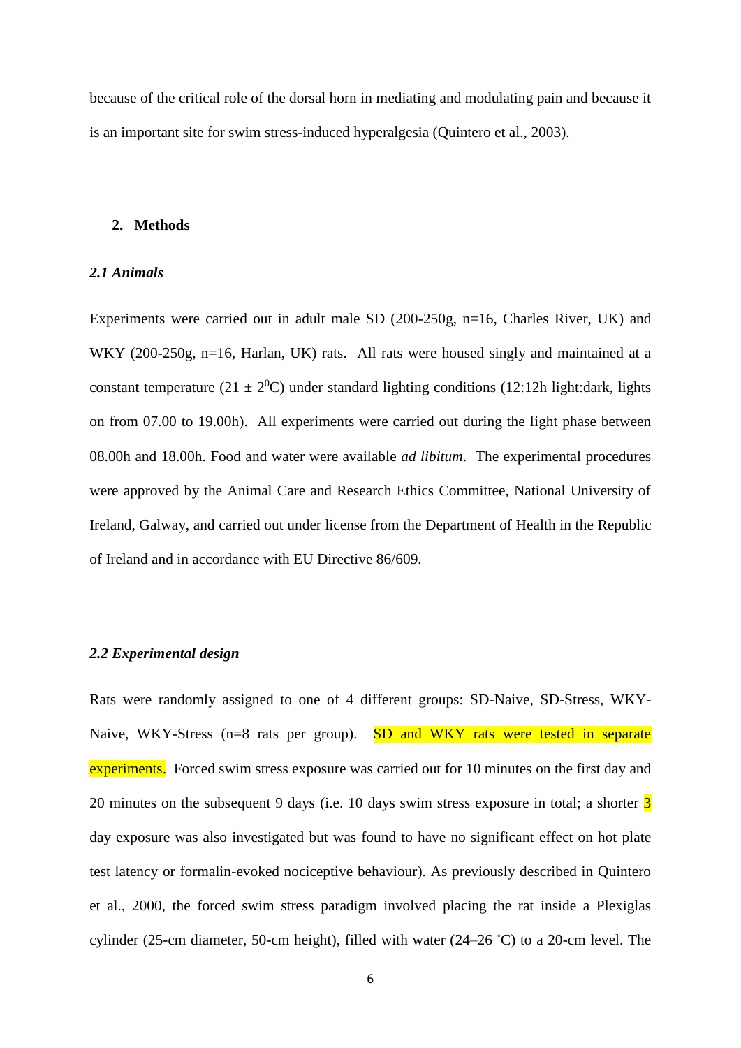because of the critical role of the dorsal horn in mediating and modulating pain and because it is an important site for swim stress-induced hyperalgesia (Quintero et al., 2003).

## 2. Methods

### *2.1 Animals*

Experiments were carried out in adult male SD (200-250g, n=16, Charles River, UK) and WKY (200-250g, n=16, Harlan, UK) rats. All rats were housed singly and maintained at a constant temperature ($21 \pm 2^0$C) under standard lighting conditions (12:12h light:dark, lights on from 07.00 to 19.00h). All experiments were carried out during the light phase between 08.00h and 18.00h. Food and water were available *ad libitum*. The experimental procedures were approved by the Animal Care and Research Ethics Committee, National University of Ireland, Galway, and carried out under license from the Department of Health in the Republic of Ireland and in accordance with EU Directive 86/609.

### *2.2 Experimental design*

Rats were randomly assigned to one of 4 different groups: SD-Naive, SD-Stress, WKY-Naive, WKY-Stress (n=8 rats per group). SD and WKY rats were tested in separate experiments. Forced swim stress exposure was carried out for 10 minutes on the first day and 20 minutes on the subsequent 9 days (i.e. 10 days swim stress exposure in total; a shorter 3 day exposure was also investigated but was found to have no significant effect on hot plate test latency or formalin-evoked nociceptive behaviour). As previously described in Quintero et al., 2000, the forced swim stress paradigm involved placing the rat inside a Plexiglas cylinder (25-cm diameter, 50-cm height), filled with water (24–26 °C) to a 20-cm level. The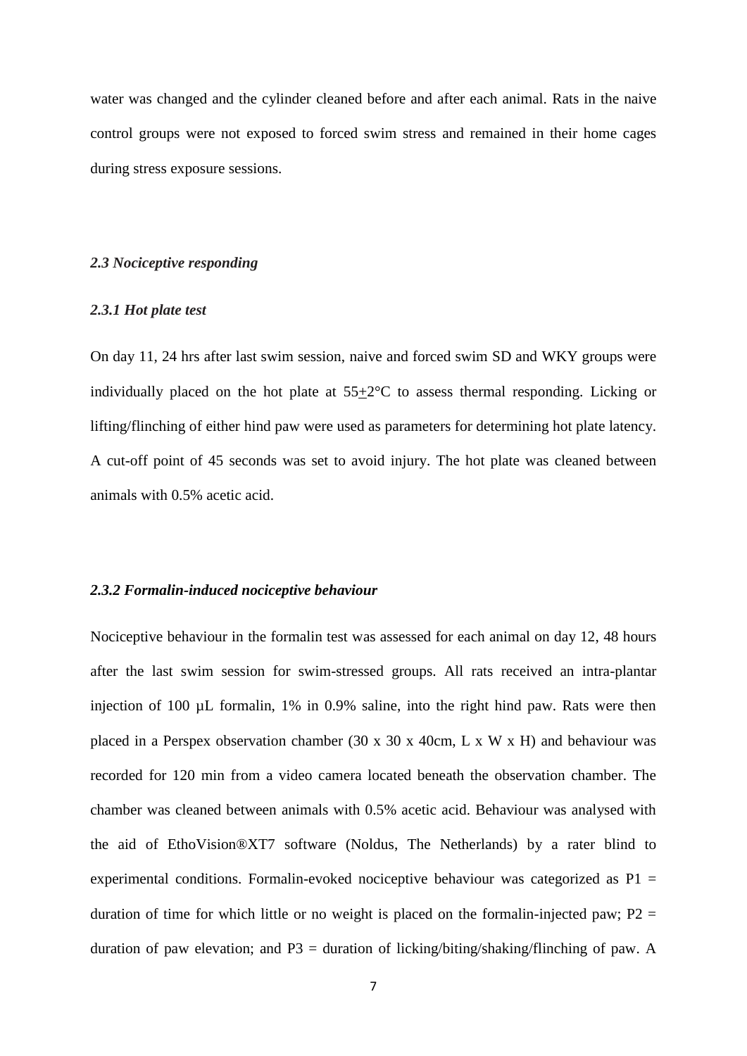water was changed and the cylinder cleaned before and after each animal. Rats in the naive control groups were not exposed to forced swim stress and remained in their home cages during stress exposure sessions.

### *2.3 Nociceptive responding*

#### *2.3.1 Hot plate test*

On day 11, 24 hrs after last swim session, naive and forced swim SD and WKY groups were individually placed on the hot plate at $55 \pm 2$°C to assess thermal responding. Licking or lifting/flinching of either hind paw were used as parameters for determining hot plate latency. A cut-off point of 45 seconds was set to avoid injury. The hot plate was cleaned between animals with 0.5% acetic acid.

#### *2.3.2 Formalin-induced nociceptive behaviour*

Nociceptive behaviour in the formalin test was assessed for each animal on day 12, 48 hours after the last swim session for swim-stressed groups. All rats received an intra-plantar injection of 100 µL formalin, 1% in 0.9% saline, into the right hind paw. Rats were then placed in a Perspex observation chamber (30 x 30 x 40cm, L x W x H) and behaviour was recorded for 120 min from a video camera located beneath the observation chamber. The chamber was cleaned between animals with 0.5% acetic acid. Behaviour was analysed with the aid of EthoVision®XT7 software (Noldus, The Netherlands) by a rater blind to experimental conditions. Formalin-evoked nociceptive behaviour was categorized as P1 = duration of time for which little or no weight is placed on the formalin-injected paw; P2 = duration of paw elevation; and P3 = duration of licking/biting/shaking/flinching of paw. A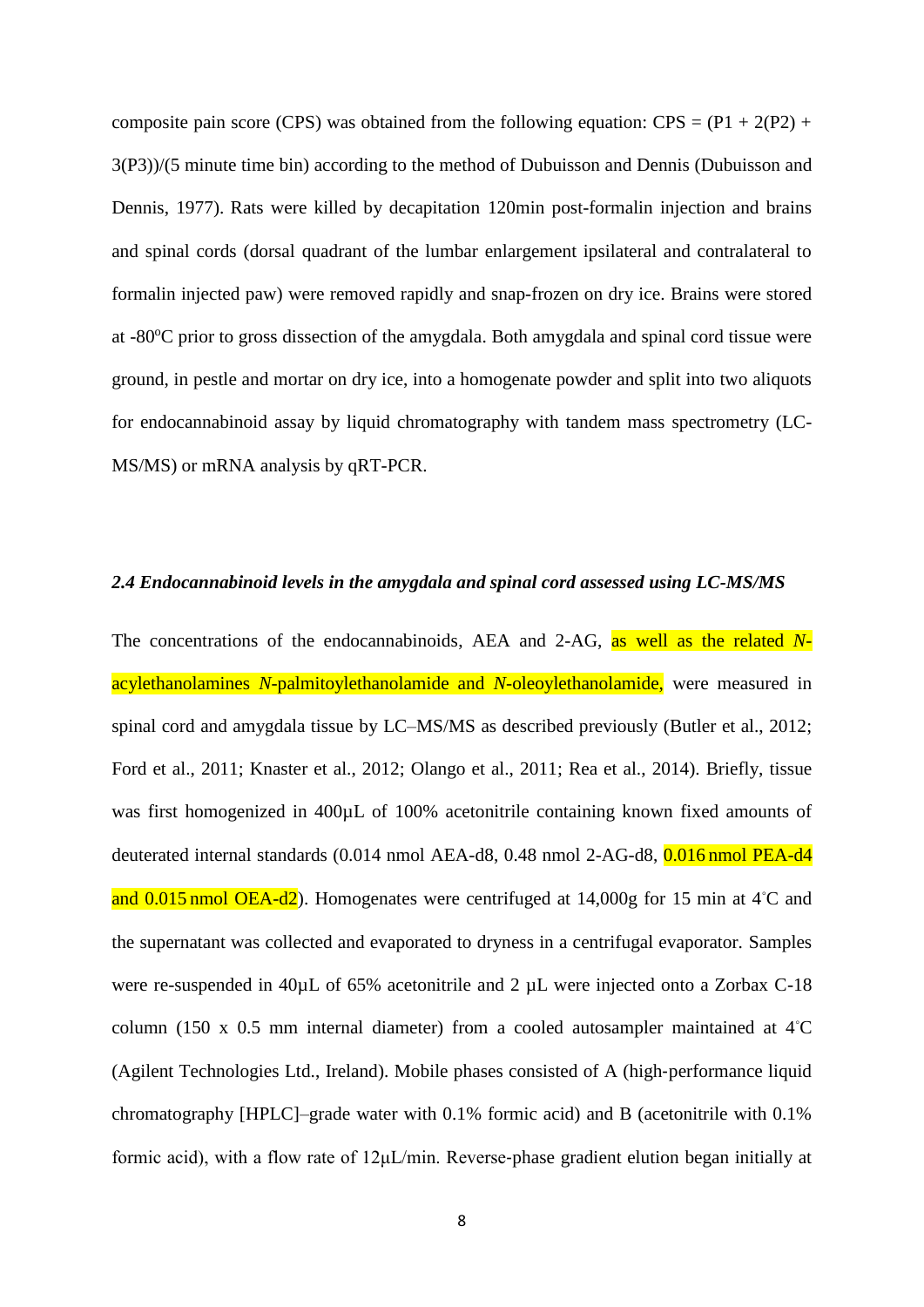composite pain score (CPS) was obtained from the following equation: CPS = (P1 + 2(P2) + 3(P3))/(5 minute time bin) according to the method of Dubuisson and Dennis (Dubuisson and Dennis, 1977). Rats were killed by decapitation 120min post-formalin injection and brains and spinal cords (dorsal quadrant of the lumbar enlargement ipsilateral and contralateral to formalin injected paw) were removed rapidly and snap-frozen on dry ice. Brains were stored at -80$^{o}$C prior to gross dissection of the amygdala. Both amygdala and spinal cord tissue were ground, in pestle and mortar on dry ice, into a homogenate powder and split into two aliquots for endocannabinoid assay by liquid chromatography with tandem mass spectrometry (LC-MS/MS) or mRNA analysis by qRT-PCR.

### *2.4 Endocannabinoid levels in the amygdala and spinal cord assessed using LC-MS/MS*

The concentrations of the endocannabinoids, AEA and 2-AG, as well as the related *N*-acylethanolamines *N*-palmitoylethanolamide and *N*-oleoylethanolamide, were measured in spinal cord and amygdala tissue by LC–MS/MS as described previously (Butler et al., 2012; Ford et al., 2011; Knaster et al., 2012; Olango et al., 2011; Rea et al., 2014). Briefly, tissue was first homogenized in 400µL of 100% acetonitrile containing known fixed amounts of deuterated internal standards (0.014 nmol AEA-d8, 0.48 nmol 2-AG-d8, 0.016 nmol PEA-d4 and 0.015 nmol OEA-d2). Homogenates were centrifuged at 14,000g for 15 min at 4°C and the supernatant was collected and evaporated to dryness in a centrifugal evaporator. Samples were re-suspended in 40µL of 65% acetonitrile and 2 µL were injected onto a Zorbax C-18 column (150 x 0.5 mm internal diameter) from a cooled autosampler maintained at 4°C (Agilent Technologies Ltd., Ireland). Mobile phases consisted of A (high-performance liquid chromatography [HPLC]–grade water with 0.1% formic acid) and B (acetonitrile with 0.1% formic acid), with a flow rate of 12µL/min. Reverse-phase gradient elution began initially at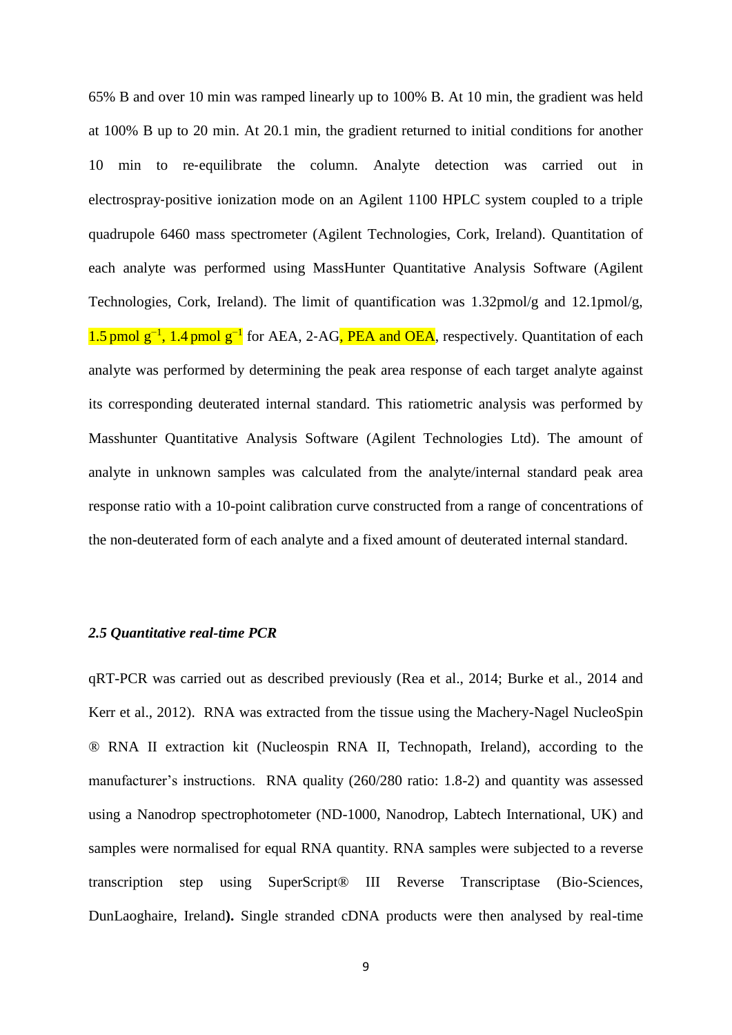65% B and over 10 min was ramped linearly up to 100% B. At 10 min, the gradient was held at 100% B up to 20 min. At 20.1 min, the gradient returned to initial conditions for another 10 min to re-equilibrate the column. Analyte detection was carried out in electrospray-positive ionization mode on an Agilent 1100 HPLC system coupled to a triple quadrupole 6460 mass spectrometer (Agilent Technologies, Cork, Ireland). Quantitation of each analyte was performed using MassHunter Quantitative Analysis Software (Agilent Technologies, Cork, Ireland). The limit of quantification was 1.32pmol/g and 12.1pmol/g, 1.5 pmol $g^{-1}$, 1.4 pmol $g^{-1}$ for AEA, 2-AG, PEA and OEA, respectively. Quantitation of each analyte was performed by determining the peak area response of each target analyte against its corresponding deuterated internal standard. This ratiometric analysis was performed by Masshunter Quantitative Analysis Software (Agilent Technologies Ltd). The amount of analyte in unknown samples was calculated from the analyte/internal standard peak area response ratio with a 10-point calibration curve constructed from a range of concentrations of the non-deuterated form of each analyte and a fixed amount of deuterated internal standard.

### *2.5 Quantitative real-time PCR*

qRT-PCR was carried out as described previously (Rea et al., 2014; Burke et al., 2014 and Kerr et al., 2012). RNA was extracted from the tissue using the Machery-Nagel NucleoSpin ® RNA II extraction kit (Nucleospin RNA II, Technopath, Ireland), according to the manufacturer's instructions. RNA quality (260/280 ratio: 1.8-2) and quantity was assessed using a Nanodrop spectrophotometer (ND-1000, Nanodrop, Labtech International, UK) and samples were normalised for equal RNA quantity. RNA samples were subjected to a reverse transcription step using SuperScript® III Reverse Transcriptase (Bio-Sciences, DunLaoghaire, Ireland**).** Single stranded cDNA products were then analysed by real-time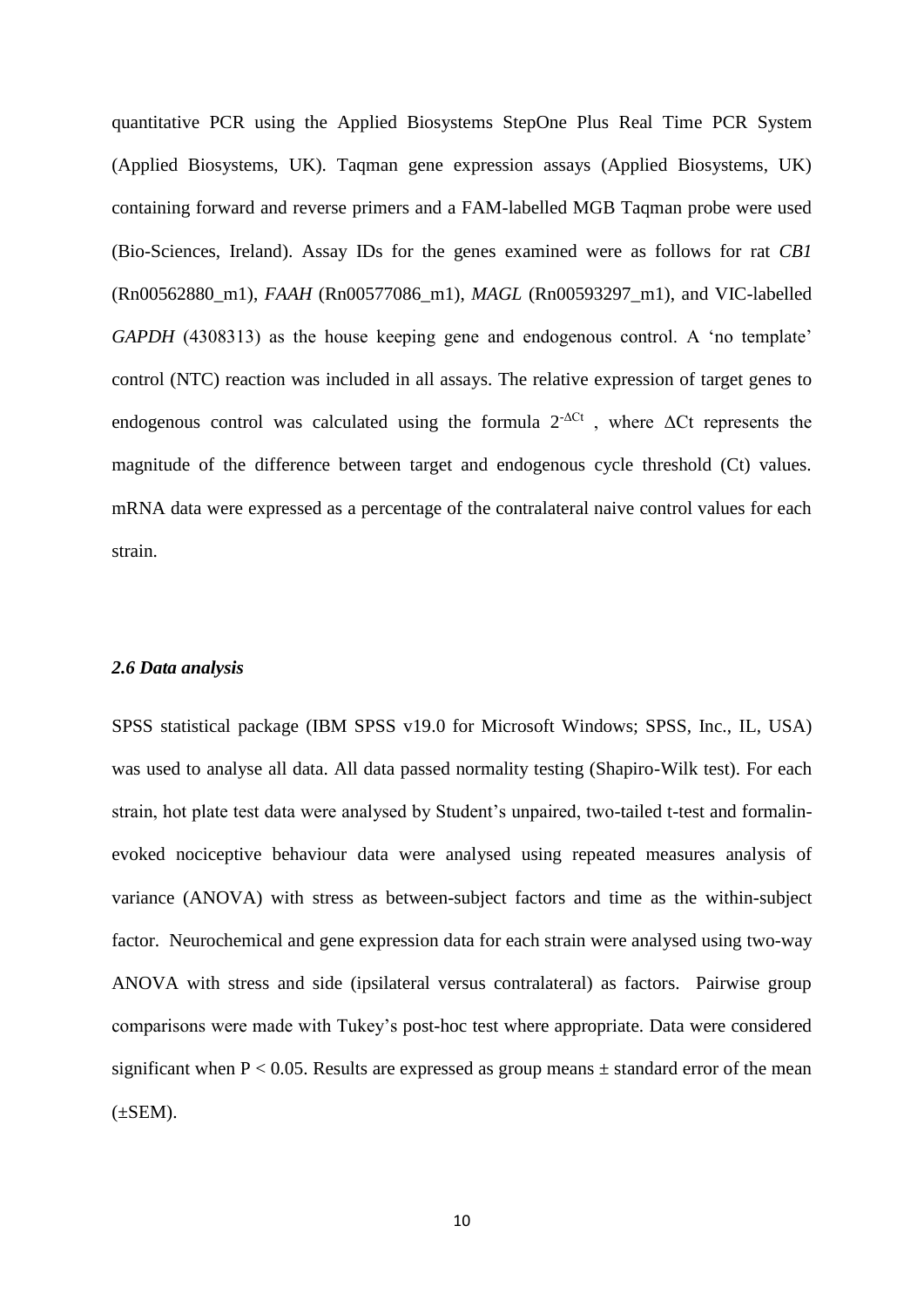quantitative PCR using the Applied Biosystems StepOne Plus Real Time PCR System (Applied Biosystems, UK). Taqman gene expression assays (Applied Biosystems, UK) containing forward and reverse primers and a FAM-labelled MGB Taqman probe were used (Bio-Sciences, Ireland). Assay IDs for the genes examined were as follows for rat *CB1* (Rn00562880_m1), *FAAH* (Rn00577086_m1), *MAGL* (Rn00593297_m1), and VIC-labelled *GAPDH* (4308313) as the house keeping gene and endogenous control. A 'no template' control (NTC) reaction was included in all assays. The relative expression of target genes to endogenous control was calculated using the formula $2^{-\Delta Ct}$ , where $\Delta$Ct represents the magnitude of the difference between target and endogenous cycle threshold (Ct) values. mRNA data were expressed as a percentage of the contralateral naive control values for each strain.

### *2.6 Data analysis*

SPSS statistical package (IBM SPSS v19.0 for Microsoft Windows; SPSS, Inc., IL, USA) was used to analyse all data. All data passed normality testing (Shapiro-Wilk test). For each strain, hot plate test data were analysed by Student's unpaired, two-tailed t-test and formalin-evoked nociceptive behaviour data were analysed using repeated measures analysis of variance (ANOVA) with stress as between-subject factors and time as the within-subject factor. Neurochemical and gene expression data for each strain were analysed using two-way ANOVA with stress and side (ipsilateral versus contralateral) as factors. Pairwise group comparisons were made with Tukey's post-hoc test where appropriate. Data were considered significant when $P < 0.05$. Results are expressed as group means ± standard error of the mean (±SEM).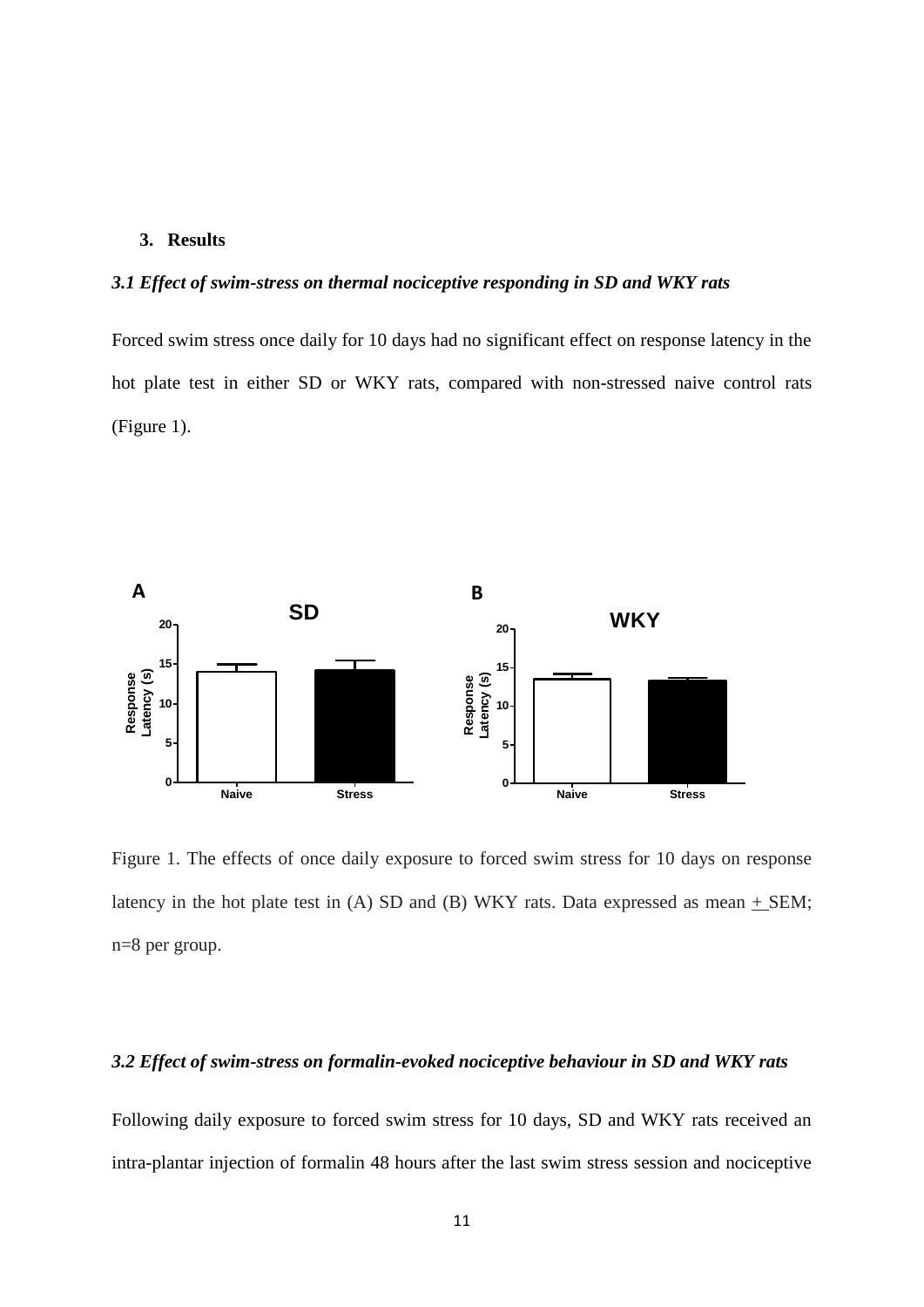## 3. Results

### *3.1 Effect of swim-stress on thermal nociceptive responding in SD and WKY rats*

Forced swim stress once daily for 10 days had no significant effect on response latency in the hot plate test in either SD or WKY rats, compared with non-stressed naive control rats (Figure 1).

Figure 1. The effects of once daily exposure to forced swim stress for 10 days on response latency in the hot plate test in (A) SD and (B) WKY rats. Data expressed as mean + SEM; n=8 per group.

### *3.2 Effect of swim-stress on formalin-evoked nociceptive behaviour in SD and WKY rats*

Following daily exposure to forced swim stress for 10 days, SD and WKY rats received an intra-plantar injection of formalin 48 hours after the last swim stress session and nociceptive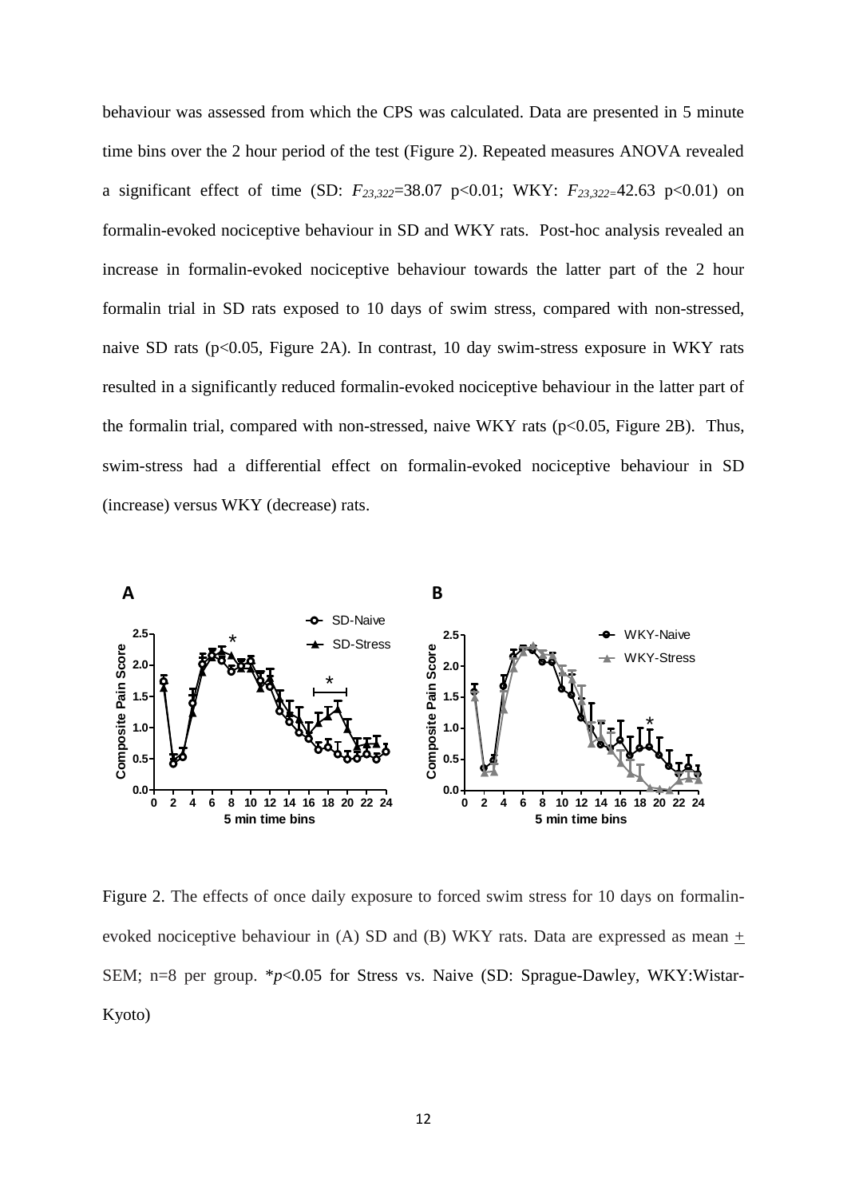behaviour was assessed from which the CPS was calculated. Data are presented in 5 minute time bins over the 2 hour period of the test (Figure 2). Repeated measures ANOVA revealed a significant effect of time (SD: $F_{23,322}$=38.07 p<0.01; WKY: $F_{23,322}$=42.63 p<0.01) on formalin-evoked nociceptive behaviour in SD and WKY rats. Post-hoc analysis revealed an increase in formalin-evoked nociceptive behaviour towards the latter part of the 2 hour formalin trial in SD rats exposed to 10 days of swim stress, compared with non-stressed, naive SD rats (p<0.05, Figure 2A). In contrast, 10 day swim-stress exposure in WKY rats resulted in a significantly reduced formalin-evoked nociceptive behaviour in the latter part of the formalin trial, compared with non-stressed, naive WKY rats (p<0.05, Figure 2B). Thus, swim-stress had a differential effect on formalin-evoked nociceptive behaviour in SD (increase) versus WKY (decrease) rats.

Figure 2. The effects of once daily exposure to forced swim stress for 10 days on formalin-evoked nociceptive behaviour in (A) SD and (B) WKY rats. Data are expressed as mean ± SEM; n=8 per group. \**p*<0.05 for Stress vs. Naive (SD: Sprague-Dawley, WKY:Wistar-Kyoto)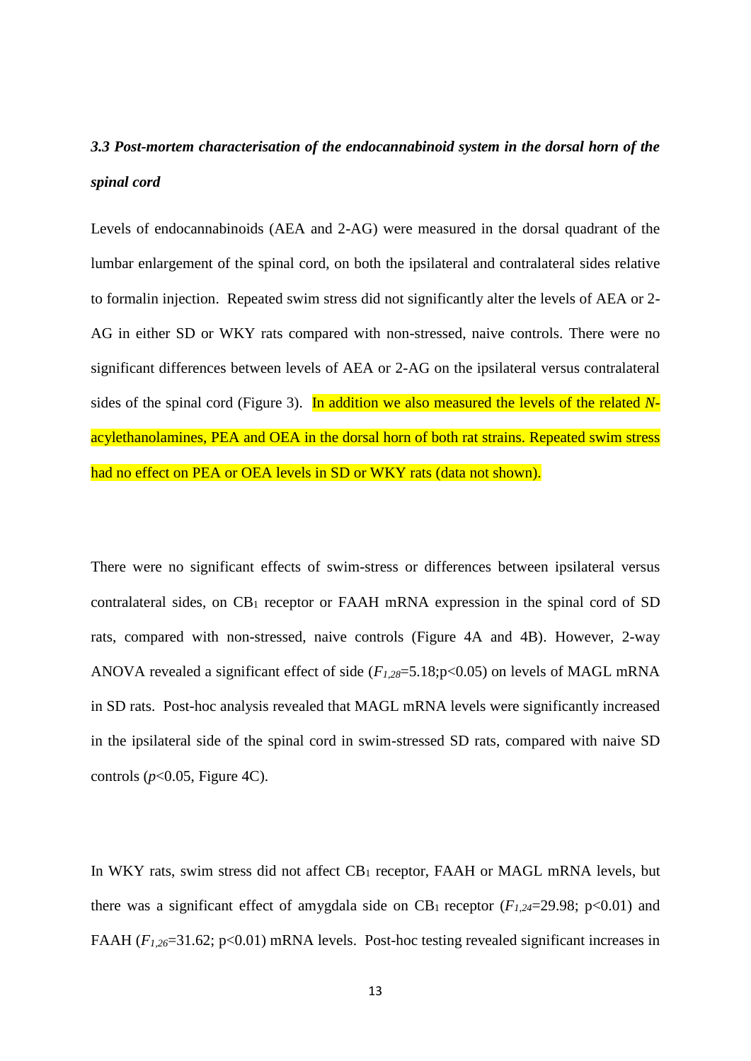### *3.3 Post-mortem characterisation of the endocannabinoid system in the dorsal horn of the spinal cord*

Levels of endocannabinoids (AEA and 2-AG) were measured in the dorsal quadrant of the lumbar enlargement of the spinal cord, on both the ipsilateral and contralateral sides relative to formalin injection. Repeated swim stress did not significantly alter the levels of AEA or 2-AG in either SD or WKY rats compared with non-stressed, naive controls. There were no significant differences between levels of AEA or 2-AG on the ipsilateral versus contralateral sides of the spinal cord (Figure 3). In addition we also measured the levels of the related *N*-acylethanolamines, PEA and OEA in the dorsal horn of both rat strains. Repeated swim stress had no effect on PEA or OEA levels in SD or WKY rats (data not shown).

There were no significant effects of swim-stress or differences between ipsilateral versus contralateral sides, on $CB_1$ receptor or FAAH mRNA expression in the spinal cord of SD rats, compared with non-stressed, naive controls (Figure 4A and 4B). However, 2-way ANOVA revealed a significant effect of side ($F_{1,28}$=5.18;p<0.05) on levels of MAGL mRNA in SD rats. Post-hoc analysis revealed that MAGL mRNA levels were significantly increased in the ipsilateral side of the spinal cord in swim-stressed SD rats, compared with naive SD controls ($p$<0.05, Figure 4C).

In WKY rats, swim stress did not affect $CB_1$ receptor, FAAH or MAGL mRNA levels, but there was a significant effect of amygdala side on $CB_1$ receptor ($F_{1,24}$=29.98; p<0.01) and FAAH ($F_{1,26}$=31.62; p<0.01) mRNA levels. Post-hoc testing revealed significant increases in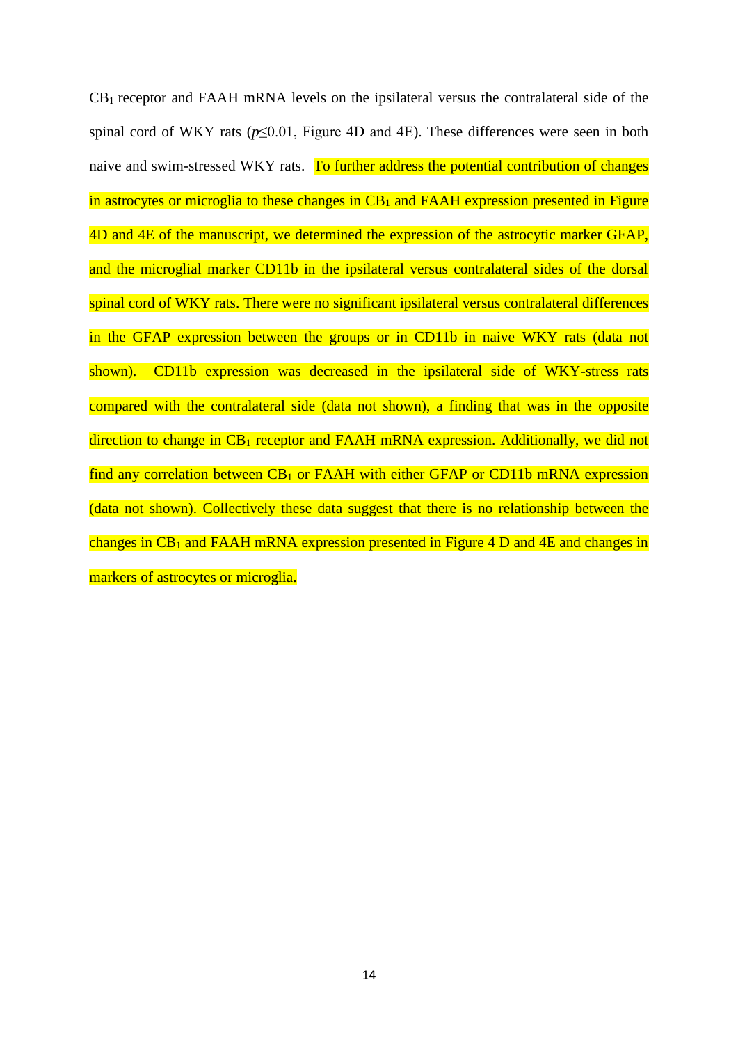$CB_1$ receptor and FAAH mRNA levels on the ipsilateral versus the contralateral side of the spinal cord of WKY rats ($p \leq 0.01$, Figure 4D and 4E). These differences were seen in both naive and swim-stressed WKY rats. To further address the potential contribution of changes in astrocytes or microglia to these changes in $CB_1$ and FAAH expression presented in Figure 4D and 4E of the manuscript, we determined the expression of the astrocytic marker GFAP, and the microglial marker CD11b in the ipsilateral versus contralateral sides of the dorsal spinal cord of WKY rats. There were no significant ipsilateral versus contralateral differences in the GFAP expression between the groups or in CD11b in naive WKY rats (data not shown). CD11b expression was decreased in the ipsilateral side of WKY-stress rats compared with the contralateral side (data not shown), a finding that was in the opposite direction to change in $CB_1$ receptor and FAAH mRNA expression. Additionally, we did not find any correlation between $CB_1$ or FAAH with either GFAP or CD11b mRNA expression (data not shown). Collectively these data suggest that there is no relationship between the changes in $CB_1$ and FAAH mRNA expression presented in Figure 4 D and 4E and changes in markers of astrocytes or microglia.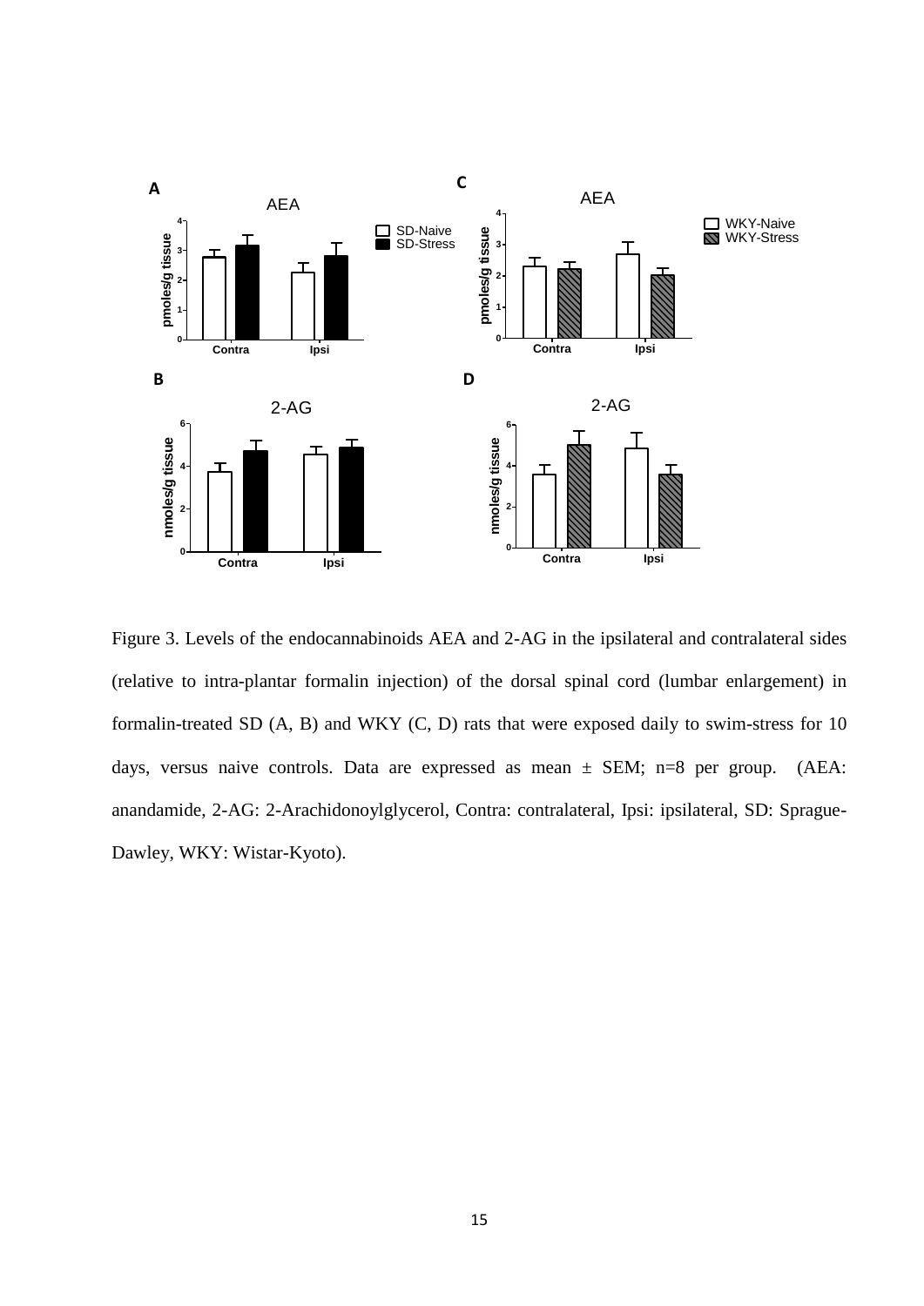Figure 3. Levels of the endocannabinoids AEA and 2-AG in the ipsilateral and contralateral sides (relative to intra-plantar formalin injection) of the dorsal spinal cord (lumbar enlargement) in formalin-treated SD (A, B) and WKY (C, D) rats that were exposed daily to swim-stress for 10 days, versus naive controls. Data are expressed as mean ± SEM; n=8 per group. (AEA: anandamide, 2-AG: 2-Arachidonoylglycerol, Contra: contralateral, Ipsi: ipsilateral, SD: Sprague-Dawley, WKY: Wistar-Kyoto).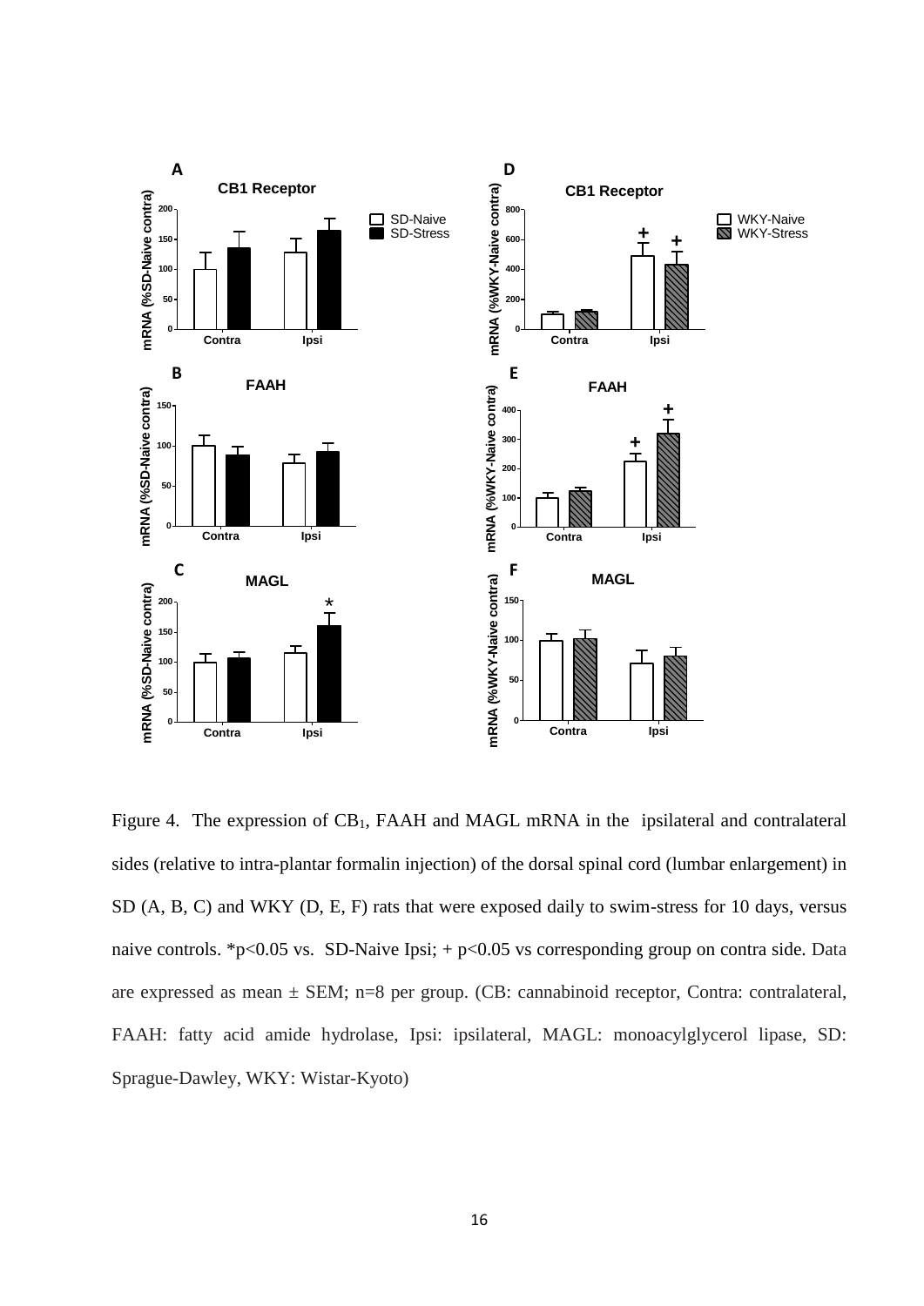Figure 4. The expression of $CB_1$, FAAH and MAGL mRNA in the ipsilateral and contralateral sides (relative to intra-plantar formalin injection) of the dorsal spinal cord (lumbar enlargement) in SD (A, B, C) and WKY (D, E, F) rats that were exposed daily to swim-stress for 10 days, versus naive controls. *$p<0.05$ vs. SD-Naive Ipsi; + $p<0.05$ vs corresponding group on contra side. Data are expressed as mean ± SEM; n=8 per group. (CB: cannabinoid receptor, Contra: contralateral, FAAH: fatty acid amide hydrolase, Ipsi: ipsilateral, MAGL: monoacylglycerol lipase, SD: Sprague-Dawley, WKY: Wistar-Kyoto)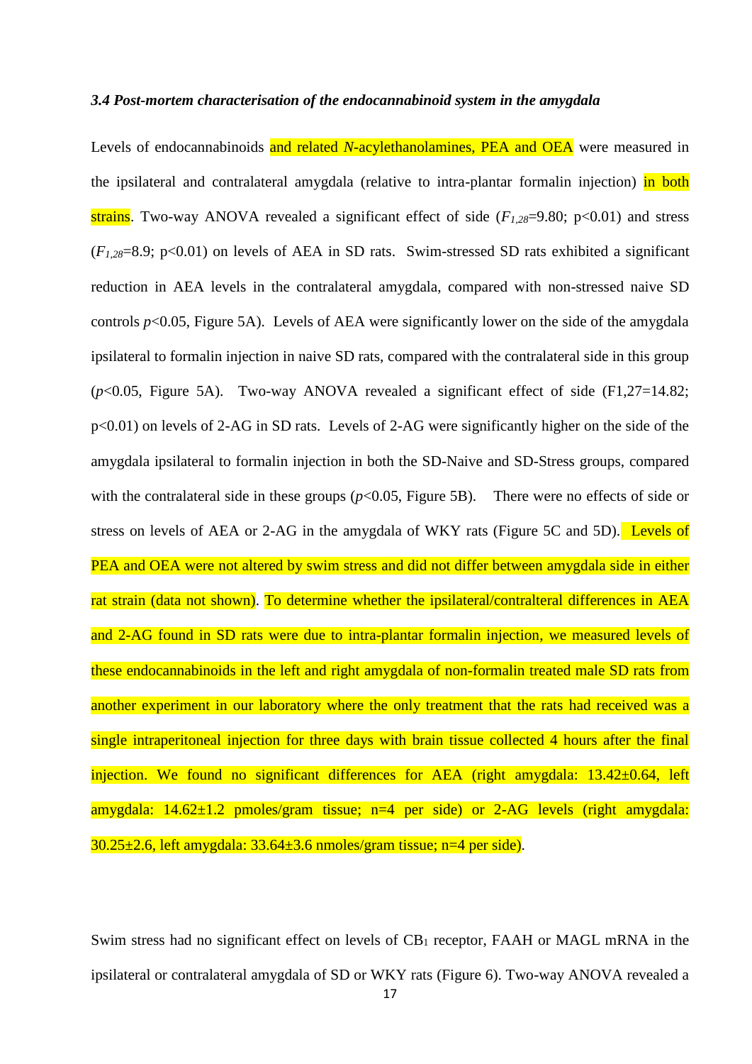### *3.4 Post-mortem characterisation of the endocannabinoid system in the amygdala*

Levels of endocannabinoids and related *N*-acylethanolamines, PEA and OEA were measured in the ipsilateral and contralateral amygdala (relative to intra-plantar formalin injection) in both strains. Two-way ANOVA revealed a significant effect of side ($F_{1,28}$=9.80; p<0.01) and stress ($F_{1,28}$=8.9; p<0.01) on levels of AEA in SD rats. Swim-stressed SD rats exhibited a significant reduction in AEA levels in the contralateral amygdala, compared with non-stressed naive SD controls $p$<0.05, Figure 5A). Levels of AEA were significantly lower on the side of the amygdala ipsilateral to formalin injection in naive SD rats, compared with the contralateral side in this group ($p$<0.05, Figure 5A). Two-way ANOVA revealed a significant effect of side (F1,27=14.82; p<0.01) on levels of 2-AG in SD rats. Levels of 2-AG were significantly higher on the side of the amygdala ipsilateral to formalin injection in both the SD-Naive and SD-Stress groups, compared with the contralateral side in these groups ($p$<0.05, Figure 5B). There were no effects of side or stress on levels of AEA or 2-AG in the amygdala of WKY rats (Figure 5C and 5D). Levels of PEA and OEA were not altered by swim stress and did not differ between amygdala side in either rat strain (data not shown). To determine whether the ipsilateral/contralteral differences in AEA and 2-AG found in SD rats were due to intra-plantar formalin injection, we measured levels of these endocannabinoids in the left and right amygdala of non-formalin treated male SD rats from another experiment in our laboratory where the only treatment that the rats had received was a single intraperitoneal injection for three days with brain tissue collected 4 hours after the final injection. We found no significant differences for AEA (right amygdala: 13.42±0.64, left amygdala: 14.62±1.2 pmoles/gram tissue; n=4 per side) or 2-AG levels (right amygdala: 30.25±2.6, left amygdala: 33.64±3.6 nmoles/gram tissue; n=4 per side).

Swim stress had no significant effect on levels of $CB_1$ receptor, FAAH or MAGL mRNA in the ipsilateral or contralateral amygdala of SD or WKY rats (Figure 6). Two-way ANOVA revealed a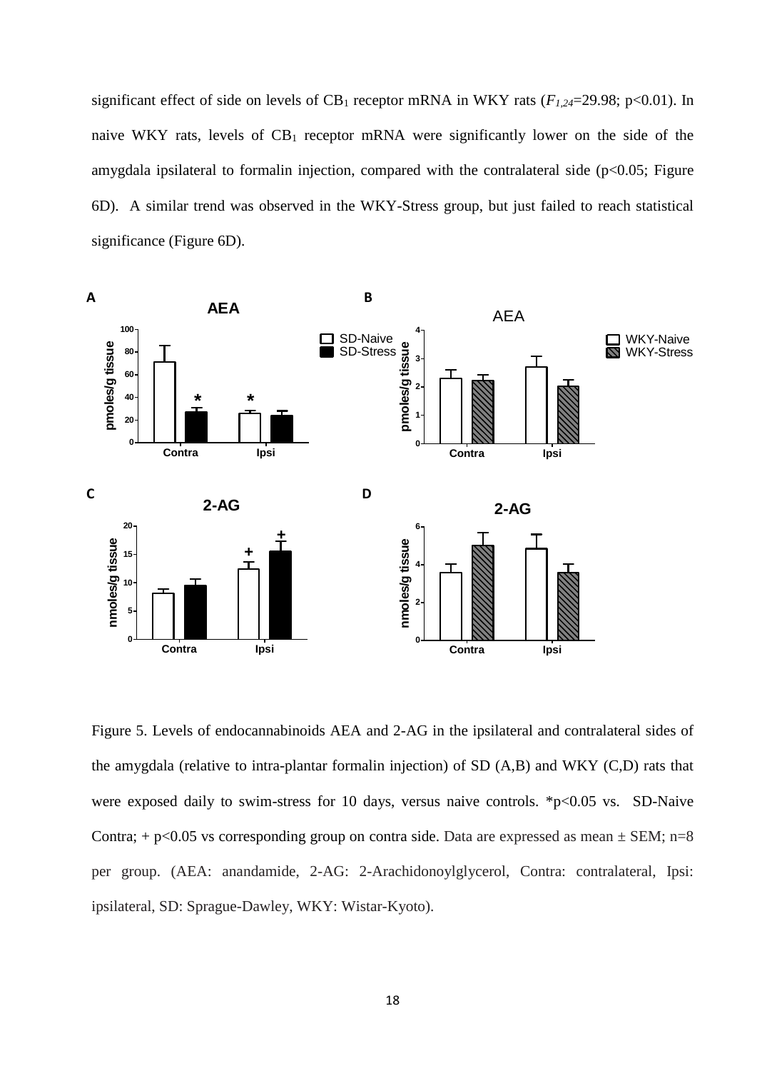significant effect of side on levels of $CB_1$ receptor mRNA in WKY rats ($F_{1,24}$=29.98; p<0.01). In naive WKY rats, levels of $CB_1$ receptor mRNA were significantly lower on the side of the amygdala ipsilateral to formalin injection, compared with the contralateral side (p<0.05; Figure 6D). A similar trend was observed in the WKY-Stress group, but just failed to reach statistical significance (Figure 6D).

Figure 5. Levels of endocannabinoids AEA and 2-AG in the ipsilateral and contralateral sides of the amygdala (relative to intra-plantar formalin injection) of SD (A,B) and WKY (C,D) rats that were exposed daily to swim-stress for 10 days, versus naive controls. *p<0.05 vs. SD-Naive Contra; + p<0.05 vs corresponding group on contra side. Data are expressed as mean ± SEM; n=8 per group. (AEA: anandamide, 2-AG: 2-Arachidonoylglycerol, Contra: contralateral, Ipsi: ipsilateral, SD: Sprague-Dawley, WKY: Wistar-Kyoto).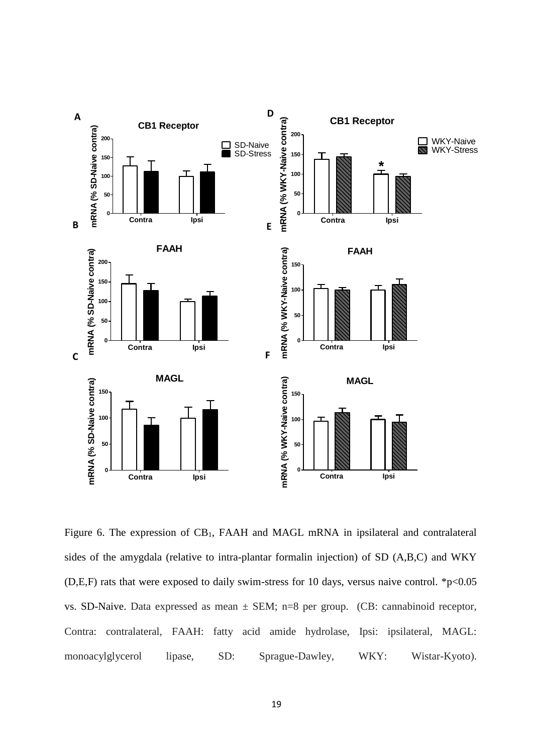Figure 6. The expression of $CB_1$, FAAH and MAGL mRNA in ipsilateral and contralateral sides of the amygdala (relative to intra-plantar formalin injection) of SD (A,B,C) and WKY (D,E,F) rats that were exposed to daily swim-stress for 10 days, versus naive control. *$p<0.05$ vs. SD-Naive. Data expressed as mean ± SEM; n=8 per group. (CB: cannabinoid receptor, Contra: contralateral, FAAH: fatty acid amide hydrolase, Ipsi: ipsilateral, MAGL: monoacylglycerol lipase, SD: Sprague-Dawley, WKY: Wistar-Kyoto).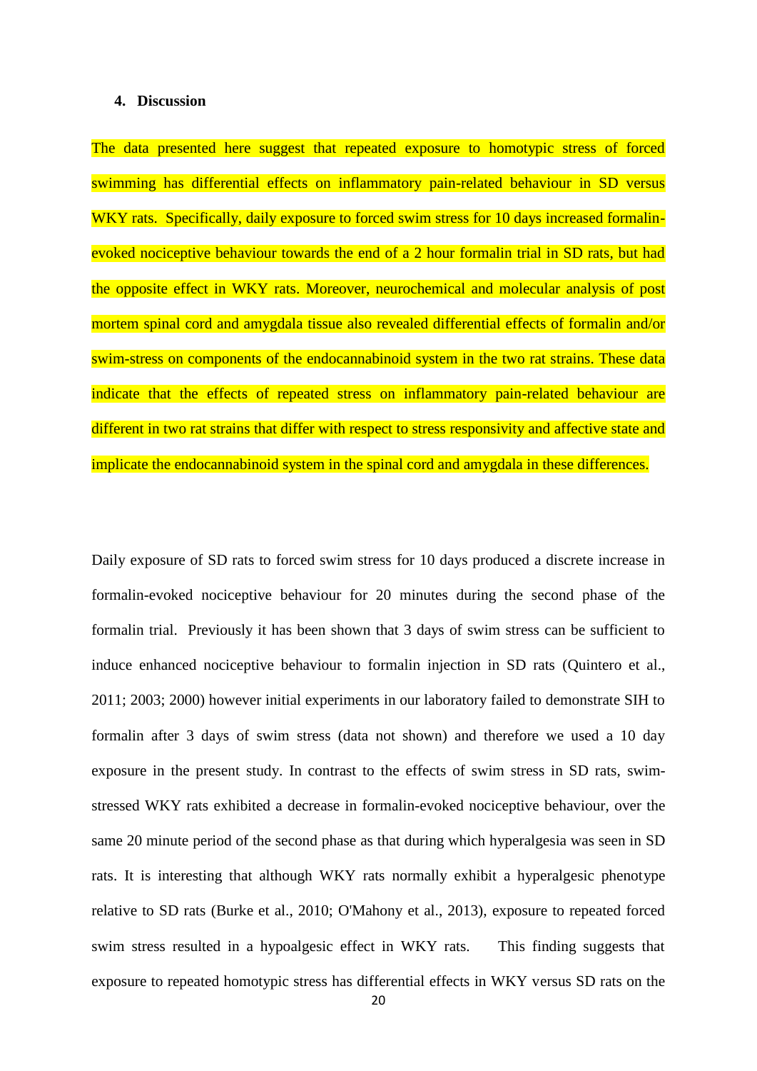## 4. Discussion

The data presented here suggest that repeated exposure to homotypic stress of forced swimming has differential effects on inflammatory pain-related behaviour in SD versus WKY rats. Specifically, daily exposure to forced swim stress for 10 days increased formalin-evoked nociceptive behaviour towards the end of a 2 hour formalin trial in SD rats, but had the opposite effect in WKY rats. Moreover, neurochemical and molecular analysis of post mortem spinal cord and amygdala tissue also revealed differential effects of formalin and/or swim-stress on components of the endocannabinoid system in the two rat strains. These data indicate that the effects of repeated stress on inflammatory pain-related behaviour are different in two rat strains that differ with respect to stress responsivity and affective state and implicate the endocannabinoid system in the spinal cord and amygdala in these differences.

Daily exposure of SD rats to forced swim stress for 10 days produced a discrete increase in formalin-evoked nociceptive behaviour for 20 minutes during the second phase of the formalin trial. Previously it has been shown that 3 days of swim stress can be sufficient to induce enhanced nociceptive behaviour to formalin injection in SD rats (Quintero et al., 2011; 2003; 2000) however initial experiments in our laboratory failed to demonstrate SIH to formalin after 3 days of swim stress (data not shown) and therefore we used a 10 day exposure in the present study. In contrast to the effects of swim stress in SD rats, swim-stressed WKY rats exhibited a decrease in formalin-evoked nociceptive behaviour, over the same 20 minute period of the second phase as that during which hyperalgesia was seen in SD rats. It is interesting that although WKY rats normally exhibit a hyperalgesic phenotype relative to SD rats (Burke et al., 2010; O'Mahony et al., 2013), exposure to repeated forced swim stress resulted in a hypoalgesic effect in WKY rats. This finding suggests that exposure to repeated homotypic stress has differential effects in WKY versus SD rats on the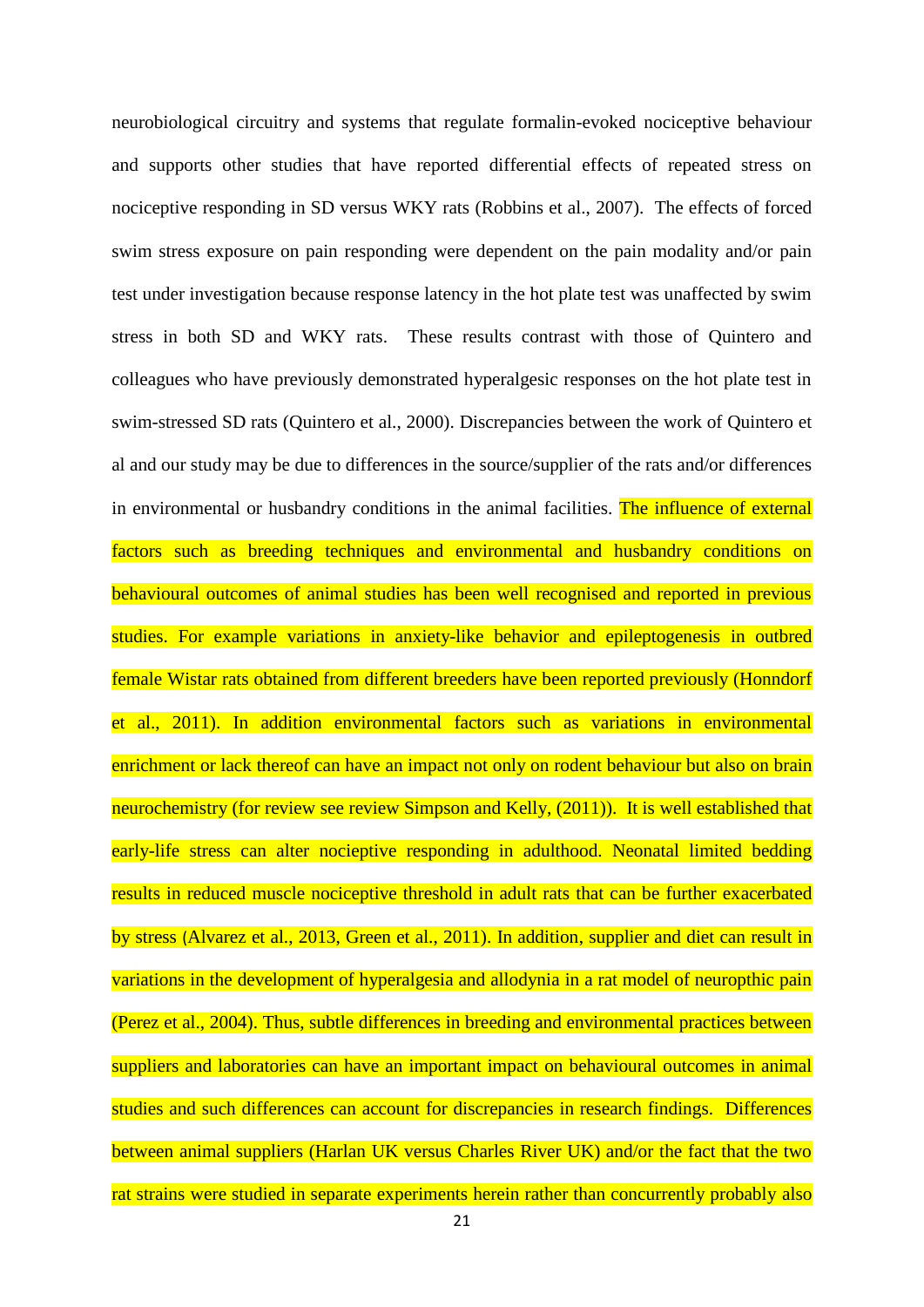neurobiological circuitry and systems that regulate formalin-evoked nociceptive behaviour and supports other studies that have reported differential effects of repeated stress on nociceptive responding in SD versus WKY rats (Robbins et al., 2007). The effects of forced swim stress exposure on pain responding were dependent on the pain modality and/or pain test under investigation because response latency in the hot plate test was unaffected by swim stress in both SD and WKY rats. These results contrast with those of Quintero and colleagues who have previously demonstrated hyperalgesic responses on the hot plate test in swim-stressed SD rats (Quintero et al., 2000). Discrepancies between the work of Quintero et al and our study may be due to differences in the source/supplier of the rats and/or differences in environmental or husbandry conditions in the animal facilities. The influence of external factors such as breeding techniques and environmental and husbandry conditions on behavioural outcomes of animal studies has been well recognised and reported in previous studies. For example variations in anxiety-like behavior and epileptogenesis in outbred female Wistar rats obtained from different breeders have been reported previously (Honndorf et al., 2011). In addition environmental factors such as variations in environmental enrichment or lack thereof can have an impact not only on rodent behaviour but also on brain neurochemistry (for review see review Simpson and Kelly, (2011)). It is well established that early-life stress can alter nocieptive responding in adulthood. Neonatal limited bedding results in reduced muscle nociceptive threshold in adult rats that can be further exacerbated by stress (Alvarez et al., 2013, Green et al., 2011). In addition, supplier and diet can result in variations in the development of hyperalgesia and allodynia in a rat model of neuropthic pain (Perez et al., 2004). Thus, subtle differences in breeding and environmental practices between suppliers and laboratories can have an important impact on behavioural outcomes in animal studies and such differences can account for discrepancies in research findings. Differences between animal suppliers (Harlan UK versus Charles River UK) and/or the fact that the two rat strains were studied in separate experiments herein rather than concurrently probably also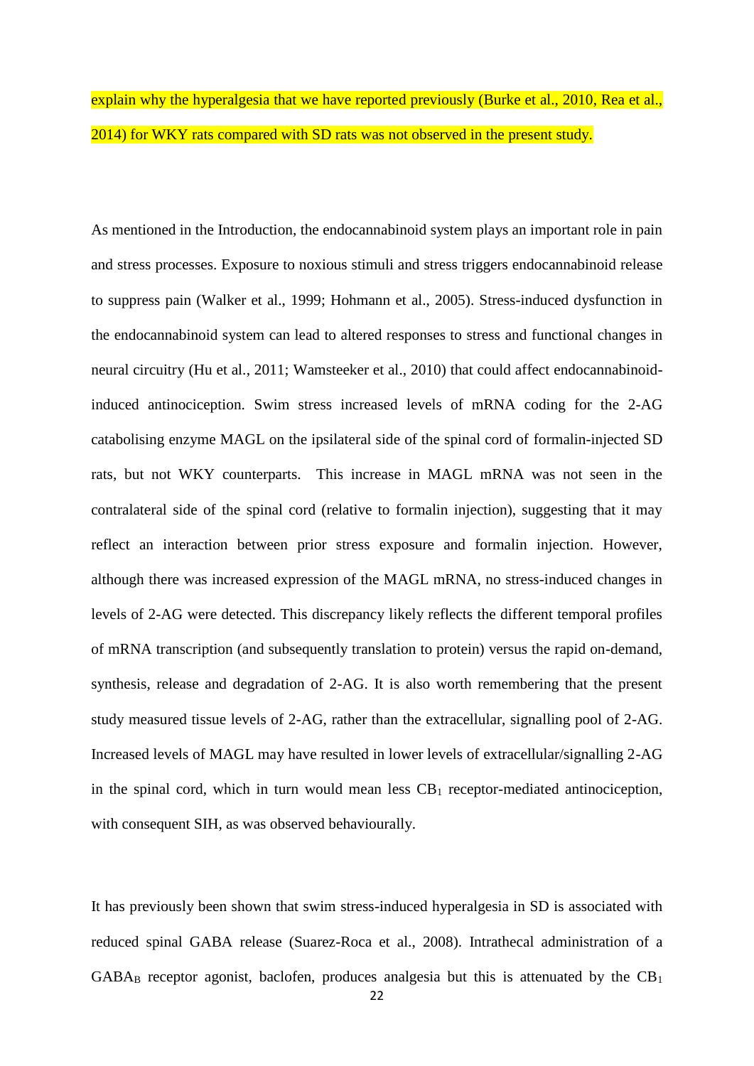explain why the hyperalgesia that we have reported previously (Burke et al., 2010, Rea et al., 2014) for WKY rats compared with SD rats was not observed in the present study.

As mentioned in the Introduction, the endocannabinoid system plays an important role in pain and stress processes. Exposure to noxious stimuli and stress triggers endocannabinoid release to suppress pain (Walker et al., 1999; Hohmann et al., 2005). Stress-induced dysfunction in the endocannabinoid system can lead to altered responses to stress and functional changes in neural circuitry (Hu et al., 2011; Wamsteeker et al., 2010) that could affect endocannabinoid-induced antinociception. Swim stress increased levels of mRNA coding for the 2-AG catabolising enzyme MAGL on the ipsilateral side of the spinal cord of formalin-injected SD rats, but not WKY counterparts. This increase in MAGL mRNA was not seen in the contralateral side of the spinal cord (relative to formalin injection), suggesting that it may reflect an interaction between prior stress exposure and formalin injection. However, although there was increased expression of the MAGL mRNA, no stress-induced changes in levels of 2-AG were detected. This discrepancy likely reflects the different temporal profiles of mRNA transcription (and subsequently translation to protein) versus the rapid on-demand, synthesis, release and degradation of 2-AG. It is also worth remembering that the present study measured tissue levels of 2-AG, rather than the extracellular, signalling pool of 2-AG. Increased levels of MAGL may have resulted in lower levels of extracellular/signalling 2-AG in the spinal cord, which in turn would mean less $CB_1$ receptor-mediated antinociception, with consequent SIH, as was observed behaviourally.

It has previously been shown that swim stress-induced hyperalgesia in SD is associated with reduced spinal GABA release (Suarez-Roca et al., 2008). Intrathecal administration of a $GABA_B$ receptor agonist, baclofen, produces analgesia but this is attenuated by the $CB_1$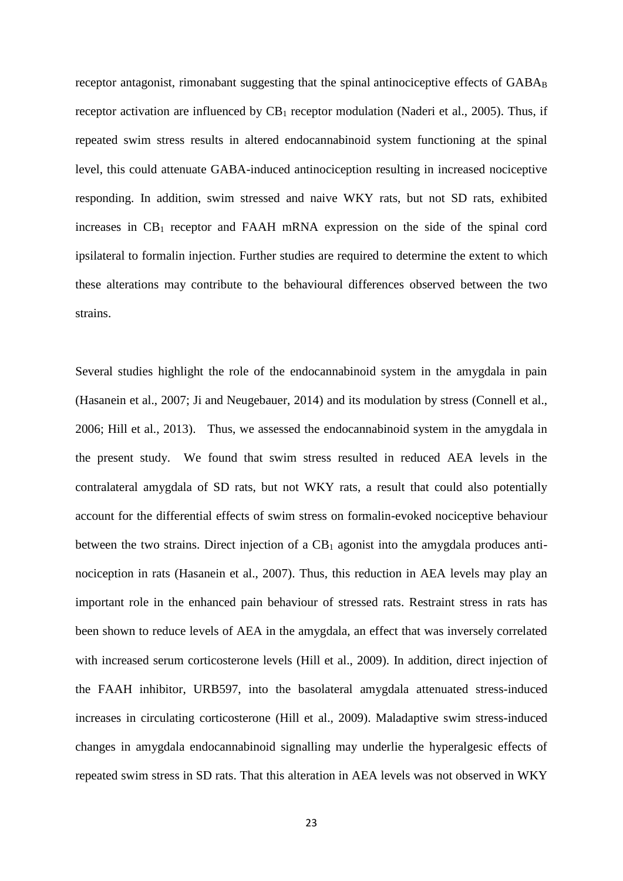receptor antagonist, rimonabant suggesting that the spinal antinociceptive effects of $GABA_B$ receptor activation are influenced by $CB_1$ receptor modulation (Naderi et al., 2005). Thus, if repeated swim stress results in altered endocannabinoid system functioning at the spinal level, this could attenuate GABA-induced antinociception resulting in increased nociceptive responding. In addition, swim stressed and naive WKY rats, but not SD rats, exhibited increases in $CB_1$ receptor and FAAH mRNA expression on the side of the spinal cord ipsilateral to formalin injection. Further studies are required to determine the extent to which these alterations may contribute to the behavioural differences observed between the two strains.

Several studies highlight the role of the endocannabinoid system in the amygdala in pain (Hasanein et al., 2007; Ji and Neugebauer, 2014) and its modulation by stress (Connell et al., 2006; Hill et al., 2013). Thus, we assessed the endocannabinoid system in the amygdala in the present study. We found that swim stress resulted in reduced AEA levels in the contralateral amygdala of SD rats, but not WKY rats, a result that could also potentially account for the differential effects of swim stress on formalin-evoked nociceptive behaviour between the two strains. Direct injection of a $CB_1$ agonist into the amygdala produces anti-nociception in rats (Hasanein et al., 2007). Thus, this reduction in AEA levels may play an important role in the enhanced pain behaviour of stressed rats. Restraint stress in rats has been shown to reduce levels of AEA in the amygdala, an effect that was inversely correlated with increased serum corticosterone levels (Hill et al., 2009). In addition, direct injection of the FAAH inhibitor, URB597, into the basolateral amygdala attenuated stress-induced increases in circulating corticosterone (Hill et al., 2009). Maladaptive swim stress-induced changes in amygdala endocannabinoid signalling may underlie the hyperalgesic effects of repeated swim stress in SD rats. That this alteration in AEA levels was not observed in WKY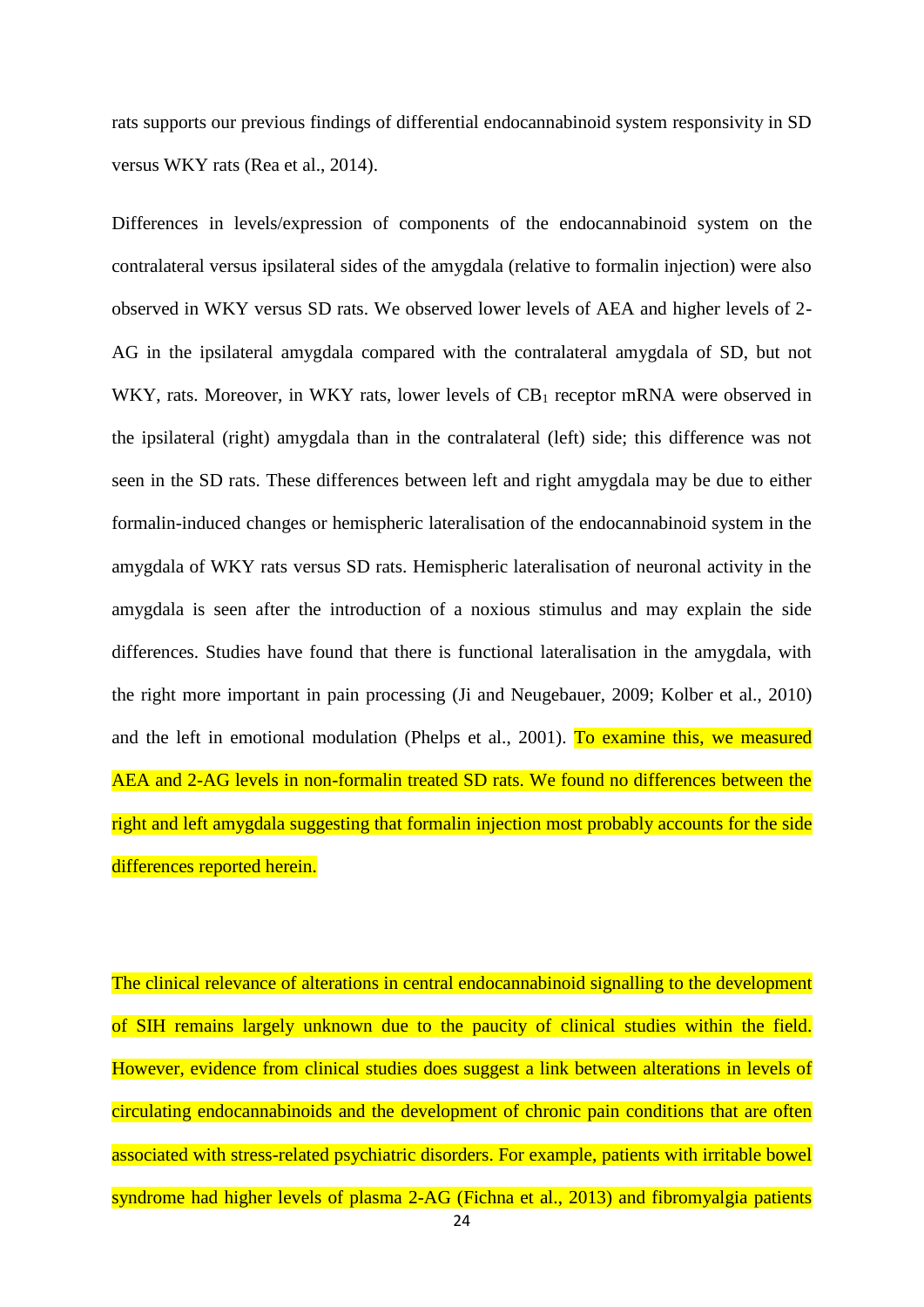rats supports our previous findings of differential endocannabinoid system responsivity in SD versus WKY rats (Rea et al., 2014).

Differences in levels/expression of components of the endocannabinoid system on the contralateral versus ipsilateral sides of the amygdala (relative to formalin injection) were also observed in WKY versus SD rats. We observed lower levels of AEA and higher levels of 2-AG in the ipsilateral amygdala compared with the contralateral amygdala of SD, but not WKY, rats. Moreover, in WKY rats, lower levels of $CB_1$ receptor mRNA were observed in the ipsilateral (right) amygdala than in the contralateral (left) side; this difference was not seen in the SD rats. These differences between left and right amygdala may be due to either formalin-induced changes or hemispheric lateralisation of the endocannabinoid system in the amygdala of WKY rats versus SD rats. Hemispheric lateralisation of neuronal activity in the amygdala is seen after the introduction of a noxious stimulus and may explain the side differences. Studies have found that there is functional lateralisation in the amygdala, with the right more important in pain processing (Ji and Neugebauer, 2009; Kolber et al., 2010) and the left in emotional modulation (Phelps et al., 2001). To examine this, we measured AEA and 2-AG levels in non-formalin treated SD rats. We found no differences between the right and left amygdala suggesting that formalin injection most probably accounts for the side differences reported herein.

The clinical relevance of alterations in central endocannabinoid signalling to the development of SIH remains largely unknown due to the paucity of clinical studies within the field. However, evidence from clinical studies does suggest a link between alterations in levels of circulating endocannabinoids and the development of chronic pain conditions that are often associated with stress-related psychiatric disorders. For example, patients with irritable bowel syndrome had higher levels of plasma 2-AG (Fichna et al., 2013) and fibromyalgia patients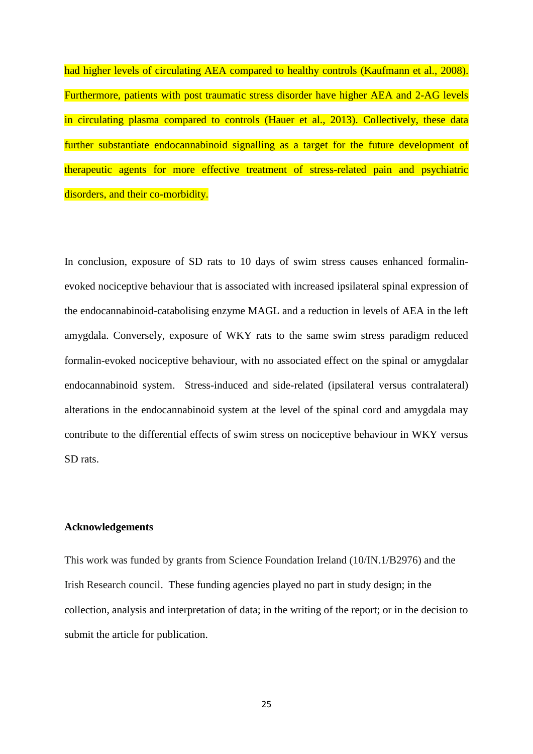had higher levels of circulating AEA compared to healthy controls (Kaufmann et al., 2008). Furthermore, patients with post traumatic stress disorder have higher AEA and 2-AG levels in circulating plasma compared to controls (Hauer et al., 2013). Collectively, these data further substantiate endocannabinoid signalling as a target for the future development of therapeutic agents for more effective treatment of stress-related pain and psychiatric disorders, and their co-morbidity.

In conclusion, exposure of SD rats to 10 days of swim stress causes enhanced formalin-evoked nociceptive behaviour that is associated with increased ipsilateral spinal expression of the endocannabinoid-catabolising enzyme MAGL and a reduction in levels of AEA in the left amygdala. Conversely, exposure of WKY rats to the same swim stress paradigm reduced formalin-evoked nociceptive behaviour, with no associated effect on the spinal or amygdalar endocannabinoid system. Stress-induced and side-related (ipsilateral versus contralateral) alterations in the endocannabinoid system at the level of the spinal cord and amygdala may contribute to the differential effects of swim stress on nociceptive behaviour in WKY versus SD rats.

## Acknowledgements

This work was funded by grants from Science Foundation Ireland (10/IN.1/B2976) and the Irish Research council. These funding agencies played no part in study design; in the collection, analysis and interpretation of data; in the writing of the report; or in the decision to submit the article for publication.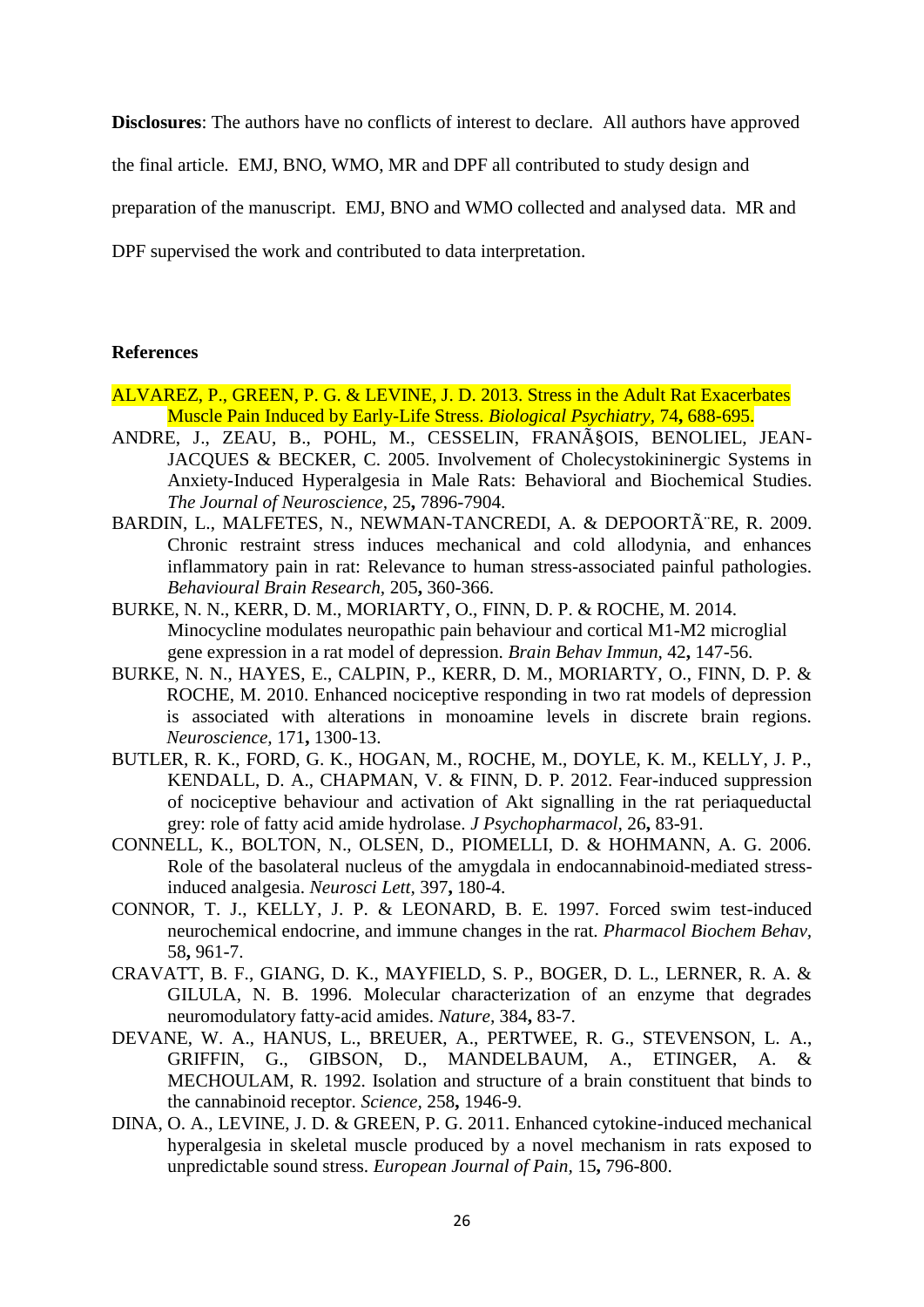**Disclosures**: The authors have no conflicts of interest to declare. All authors have approved the final article. EMJ, BNO, WMO, MR and DPF all contributed to study design and preparation of the manuscript. EMJ, BNO and WMO collected and analysed data. MR and DPF supervised the work and contributed to data interpretation.

**References**

ALVAREZ, P., GREEN, P. G. & LEVINE, J. D. 2013. Stress in the Adult Rat Exacerbates Muscle Pain Induced by Early-Life Stress. *Biological Psychiatry,* 74**,** 688-695.

ANDRE, J., ZEAU, B., POHL, M., CESSELIN, FRANÃ§OIS, BENOLIEL, JEAN-JACQUES & BECKER, C. 2005. Involvement of Cholecystokininergic Systems in Anxiety-Induced Hyperalgesia in Male Rats: Behavioral and Biochemical Studies. *The Journal of Neuroscience,* 25**,** 7896-7904.

BARDIN, L., MALFETES, N., NEWMAN-TANCREDI, A. & DEPOORTÃ¨RE, R. 2009. Chronic restraint stress induces mechanical and cold allodynia, and enhances inflammatory pain in rat: Relevance to human stress-associated painful pathologies. *Behavioural Brain Research,* 205**,** 360-366.

BURKE, N. N., KERR, D. M., MORIARTY, O., FINN, D. P. & ROCHE, M. 2014. Minocycline modulates neuropathic pain behaviour and cortical M1-M2 microglial gene expression in a rat model of depression. *Brain Behav Immun,* 42**,** 147-56.

BURKE, N. N., HAYES, E., CALPIN, P., KERR, D. M., MORIARTY, O., FINN, D. P. & ROCHE, M. 2010. Enhanced nociceptive responding in two rat models of depression is associated with alterations in monoamine levels in discrete brain regions. *Neuroscience,* 171**,** 1300-13.

BUTLER, R. K., FORD, G. K., HOGAN, M., ROCHE, M., DOYLE, K. M., KELLY, J. P., KENDALL, D. A., CHAPMAN, V. & FINN, D. P. 2012. Fear-induced suppression of nociceptive behaviour and activation of Akt signalling in the rat periaqueductal grey: role of fatty acid amide hydrolase. *J Psychopharmacol,* 26**,** 83-91.

CONNELL, K., BOLTON, N., OLSEN, D., PIOMELLI, D. & HOHMANN, A. G. 2006. Role of the basolateral nucleus of the amygdala in endocannabinoid-mediated stress-induced analgesia. *Neurosci Lett,* 397**,** 180-4.

CONNOR, T. J., KELLY, J. P. & LEONARD, B. E. 1997. Forced swim test-induced neurochemical endocrine, and immune changes in the rat. *Pharmacol Biochem Behav,* 58**,** 961-7.

CRAVATT, B. F., GIANG, D. K., MAYFIELD, S. P., BOGER, D. L., LERNER, R. A. & GILULA, N. B. 1996. Molecular characterization of an enzyme that degrades neuromodulatory fatty-acid amides. *Nature,* 384**,** 83-7.

DEVANE, W. A., HANUS, L., BREUER, A., PERTWEE, R. G., STEVENSON, L. A., GRIFFIN, G., GIBSON, D., MANDELBAUM, A., ETINGER, A. & MECHOULAM, R. 1992. Isolation and structure of a brain constituent that binds to the cannabinoid receptor. *Science,* 258**,** 1946-9.

DINA, O. A., LEVINE, J. D. & GREEN, P. G. 2011. Enhanced cytokine-induced mechanical hyperalgesia in skeletal muscle produced by a novel mechanism in rats exposed to unpredictable sound stress. *European Journal of Pain,* 15**,** 796-800.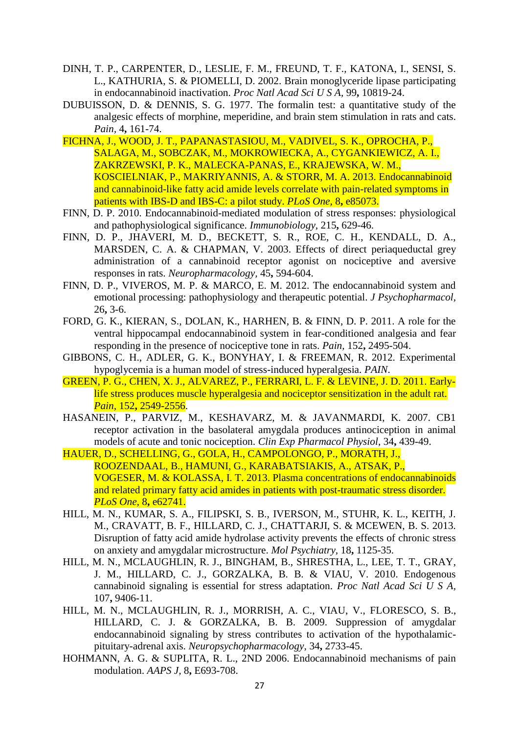DINH, T. P., CARPENTER, D., LESLIE, F. M., FREUND, T. F., KATONA, I., SENSI, S. L., KATHURIA, S. & PIOMELLI, D. 2002. Brain monoglyceride lipase participating in endocannabinoid inactivation. *Proc Natl Acad Sci U S A,* 99**,** 10819-24.

DUBUISSON, D. & DENNIS, S. G. 1977. The formalin test: a quantitative study of the analgesic effects of morphine, meperidine, and brain stem stimulation in rats and cats. *Pain,* 4**,** 161-74.

FICHNA, J., WOOD, J. T., PAPANASTASIOU, M., VADIVEL, S. K., OPROCHA, P., SALAGA, M., SOBCZAK, M., MOKROWIECKA, A., CYGANKIEWICZ, A. I., ZAKRZEWSKI, P. K., MALECKA-PANAS, E., KRAJEWSKA, W. M., KOSCIELNIAK, P., MAKRIYANNIS, A. & STORR, M. A. 2013. Endocannabinoid and cannabinoid-like fatty acid amide levels correlate with pain-related symptoms in patients with IBS-D and IBS-C: a pilot study. *PLoS One,* 8**,** e85073.

FINN, D. P. 2010. Endocannabinoid-mediated modulation of stress responses: physiological and pathophysiological significance. *Immunobiology,* 215**,** 629-46.

FINN, D. P., JHAVERI, M. D., BECKETT, S. R., ROE, C. H., KENDALL, D. A., MARSDEN, C. A. & CHAPMAN, V. 2003. Effects of direct periaqueductal grey administration of a cannabinoid receptor agonist on nociceptive and aversive responses in rats. *Neuropharmacology,* 45**,** 594-604.

FINN, D. P., VIVEROS, M. P. & MARCO, E. M. 2012. The endocannabinoid system and emotional processing: pathophysiology and therapeutic potential. *J Psychopharmacol,* 26**,** 3-6.

FORD, G. K., KIERAN, S., DOLAN, K., HARHEN, B. & FINN, D. P. 2011. A role for the ventral hippocampal endocannabinoid system in fear-conditioned analgesia and fear responding in the presence of nociceptive tone in rats. *Pain,* 152**,** 2495-504.

GIBBONS, C. H., ADLER, G. K., BONYHAY, I. & FREEMAN, R. 2012. Experimental hypoglycemia is a human model of stress-induced hyperalgesia. *PAIN*.

GREEN, P. G., CHEN, X. J., ALVAREZ, P., FERRARI, L. F. & LEVINE, J. D. 2011. Early-life stress produces muscle hyperalgesia and nociceptor sensitization in the adult rat. *Pain,* 152**,** 2549-2556.

HASANEIN, P., PARVIZ, M., KESHAVARZ, M. & JAVANMARDI, K. 2007. CB1 receptor activation in the basolateral amygdala produces antinociception in animal models of acute and tonic nociception. *Clin Exp Pharmacol Physiol,* 34**,** 439-49.

HAUER, D., SCHELLING, G., GOLA, H., CAMPOLONGO, P., MORATH, J., ROOZENDAAL, B., HAMUNI, G., KARABATSIAKIS, A., ATSAK, P., VOGESER, M. & KOLASSA, I. T. 2013. Plasma concentrations of endocannabinoids and related primary fatty acid amides in patients with post-traumatic stress disorder. *PLoS One,* 8**,** e62741.

HILL, M. N., KUMAR, S. A., FILIPSKI, S. B., IVERSON, M., STUHR, K. L., KEITH, J. M., CRAVATT, B. F., HILLARD, C. J., CHATTARJI, S. & MCEWEN, B. S. 2013. Disruption of fatty acid amide hydrolase activity prevents the effects of chronic stress on anxiety and amygdalar microstructure. *Mol Psychiatry,* 18**,** 1125-35.

HILL, M. N., MCLAUGHLIN, R. J., BINGHAM, B., SHRESTHA, L., LEE, T. T., GRAY, J. M., HILLARD, C. J., GORZALKA, B. B. & VIAU, V. 2010. Endogenous cannabinoid signaling is essential for stress adaptation. *Proc Natl Acad Sci U S A,* 107**,** 9406-11.

HILL, M. N., MCLAUGHLIN, R. J., MORRISH, A. C., VIAU, V., FLORESCO, S. B., HILLARD, C. J. & GORZALKA, B. B. 2009. Suppression of amygdalar endocannabinoid signaling by stress contributes to activation of the hypothalamic-pituitary-adrenal axis. *Neuropsychopharmacology,* 34**,** 2733-45.

HOHMANN, A. G. & SUPLITA, R. L., 2ND 2006. Endocannabinoid mechanisms of pain modulation. *AAPS J,* 8**,** E693-708.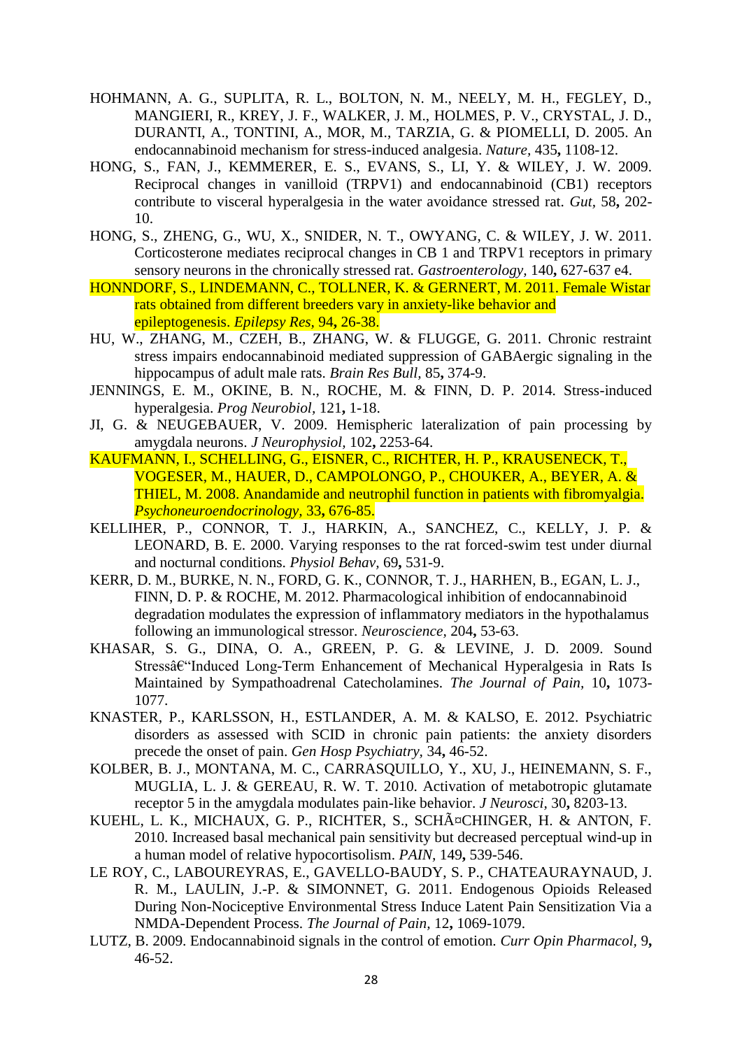HOHMANN, A. G., SUPLITA, R. L., BOLTON, N. M., NEELY, M. H., FEGLEY, D., MANGIERI, R., KREY, J. F., WALKER, J. M., HOLMES, P. V., CRYSTAL, J. D., DURANTI, A., TONTINI, A., MOR, M., TARZIA, G. & PIOMELLI, D. 2005. An endocannabinoid mechanism for stress-induced analgesia. *Nature,* 435**,** 1108-12.

HONG, S., FAN, J., KEMMERER, E. S., EVANS, S., LI, Y. & WILEY, J. W. 2009. Reciprocal changes in vanilloid (TRPV1) and endocannabinoid (CB1) receptors contribute to visceral hyperalgesia in the water avoidance stressed rat. *Gut,* 58**,** 202-10.

HONG, S., ZHENG, G., WU, X., SNIDER, N. T., OWYANG, C. & WILEY, J. W. 2011. Corticosterone mediates reciprocal changes in CB 1 and TRPV1 receptors in primary sensory neurons in the chronically stressed rat. *Gastroenterology,* 140**,** 627-637 e4.

HONNDORF, S., LINDEMANN, C., TOLLNER, K. & GERNERT, M. 2011. Female Wistar rats obtained from different breeders vary in anxiety-like behavior and epileptogenesis. *Epilepsy Res,* 94**,** 26-38.

HU, W., ZHANG, M., CZEH, B., ZHANG, W. & FLUGGE, G. 2011. Chronic restraint stress impairs endocannabinoid mediated suppression of GABAergic signaling in the hippocampus of adult male rats. *Brain Res Bull,* 85**,** 374-9.

JENNINGS, E. M., OKINE, B. N., ROCHE, M. & FINN, D. P. 2014. Stress-induced hyperalgesia. *Prog Neurobiol,* 121**,** 1-18.

JI, G. & NEUGEBAUER, V. 2009. Hemispheric lateralization of pain processing by amygdala neurons. *J Neurophysiol,* 102**,** 2253-64.

KAUFMANN, I., SCHELLING, G., EISNER, C., RICHTER, H. P., KRAUSENECK, T., VOGESER, M., HAUER, D., CAMPOLONGO, P., CHOUKER, A., BEYER, A. & THIEL, M. 2008. Anandamide and neutrophil function in patients with fibromyalgia. *Psychoneuroendocrinology,* 33**,** 676-85.

KELLIHER, P., CONNOR, T. J., HARKIN, A., SANCHEZ, C., KELLY, J. P. & LEONARD, B. E. 2000. Varying responses to the rat forced-swim test under diurnal and nocturnal conditions. *Physiol Behav,* 69**,** 531-9.

KERR, D. M., BURKE, N. N., FORD, G. K., CONNOR, T. J., HARHEN, B., EGAN, L. J., FINN, D. P. & ROCHE, M. 2012. Pharmacological inhibition of endocannabinoid degradation modulates the expression of inflammatory mediators in the hypothalamus following an immunological stressor. *Neuroscience,* 204**,** 53-63.

KHASAR, S. G., DINA, O. A., GREEN, P. G. & LEVINE, J. D. 2009. Sound Stressâ€"Induced Long-Term Enhancement of Mechanical Hyperalgesia in Rats Is Maintained by Sympathoadrenal Catecholamines. *The Journal of Pain,* 10**,** 1073-1077.

KNASTER, P., KARLSSON, H., ESTLANDER, A. M. & KALSO, E. 2012. Psychiatric disorders as assessed with SCID in chronic pain patients: the anxiety disorders precede the onset of pain. *Gen Hosp Psychiatry,* 34**,** 46-52.

KOLBER, B. J., MONTANA, M. C., CARRASQUILLO, Y., XU, J., HEINEMANN, S. F., MUGLIA, L. J. & GEREAU, R. W. T. 2010. Activation of metabotropic glutamate receptor 5 in the amygdala modulates pain-like behavior. *J Neurosci,* 30**,** 8203-13.

KUEHL, L. K., MICHAUX, G. P., RICHTER, S., SCHÃ¤CHINGER, H. & ANTON, F. 2010. Increased basal mechanical pain sensitivity but decreased perceptual wind-up in a human model of relative hypocortisolism. *PAIN,* 149**,** 539-546.

LE ROY, C., LABOUREYRAS, E., GAVELLO-BAUDY, S. P., CHATEAURAYNAUD, J. R. M., LAULIN, J.-P. & SIMONNET, G. 2011. Endogenous Opioids Released During Non-Nociceptive Environmental Stress Induce Latent Pain Sensitization Via a NMDA-Dependent Process. *The Journal of Pain,* 12**,** 1069-1079.

LUTZ, B. 2009. Endocannabinoid signals in the control of emotion. *Curr Opin Pharmacol,* 9**,** 46-52.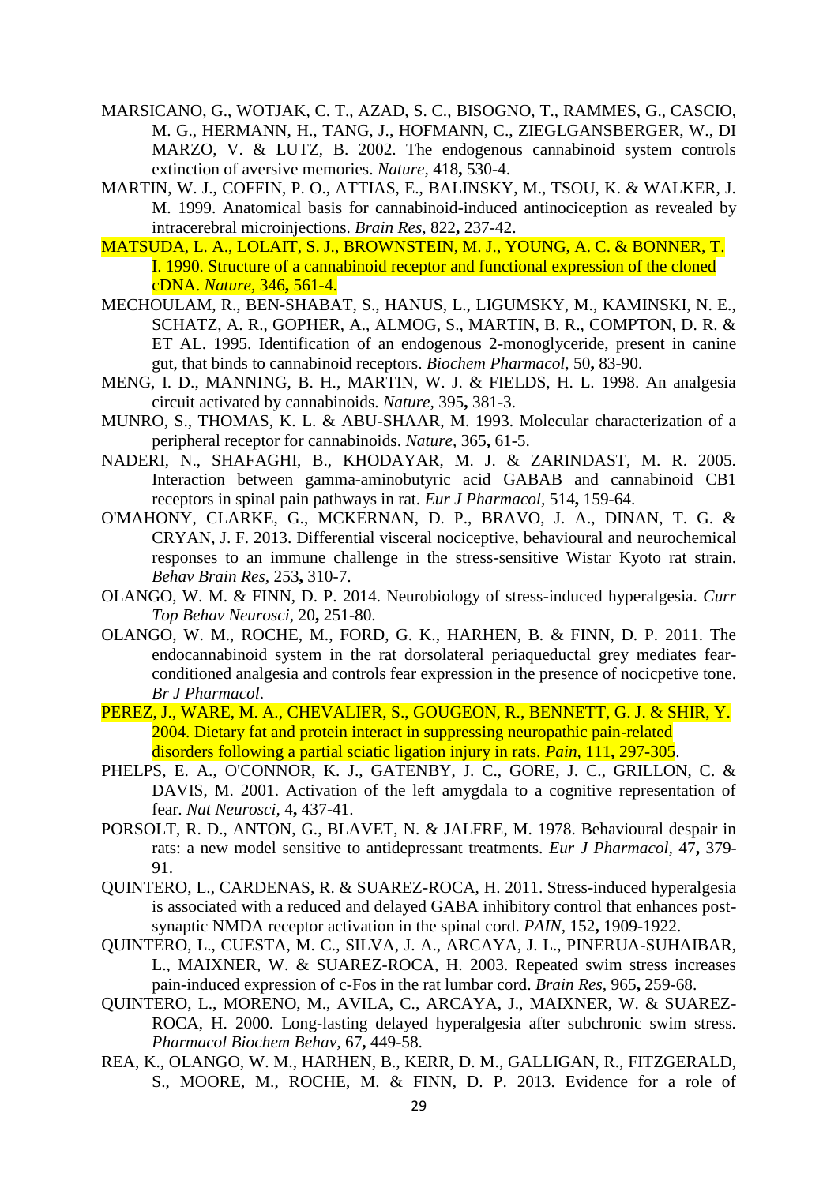MARSICANO, G., WOTJAK, C. T., AZAD, S. C., BISOGNO, T., RAMMES, G., CASCIO, M. G., HERMANN, H., TANG, J., HOFMANN, C., ZIEGLGANSBERGER, W., DI MARZO, V. & LUTZ, B. 2002. The endogenous cannabinoid system controls extinction of aversive memories. *Nature,* 418**,** 530-4.

MARTIN, W. J., COFFIN, P. O., ATTIAS, E., BALINSKY, M., TSOU, K. & WALKER, J. M. 1999. Anatomical basis for cannabinoid-induced antinociception as revealed by intracerebral microinjections. *Brain Res,* 822**,** 237-42.

MATSUDA, L. A., LOLAIT, S. J., BROWNSTEIN, M. J., YOUNG, A. C. & BONNER, T. I. 1990. Structure of a cannabinoid receptor and functional expression of the cloned cDNA. *Nature,* 346**,** 561-4.

MECHOULAM, R., BEN-SHABAT, S., HANUS, L., LIGUMSKY, M., KAMINSKI, N. E., SCHATZ, A. R., GOPHER, A., ALMOG, S., MARTIN, B. R., COMPTON, D. R. & ET AL. 1995. Identification of an endogenous 2-monoglyceride, present in canine gut, that binds to cannabinoid receptors. *Biochem Pharmacol,* 50**,** 83-90.

MENG, I. D., MANNING, B. H., MARTIN, W. J. & FIELDS, H. L. 1998. An analgesia circuit activated by cannabinoids. *Nature,* 395**,** 381-3.

MUNRO, S., THOMAS, K. L. & ABU-SHAAR, M. 1993. Molecular characterization of a peripheral receptor for cannabinoids. *Nature,* 365**,** 61-5.

NADERI, N., SHAFAGHI, B., KHODAYAR, M. J. & ZARINDAST, M. R. 2005. Interaction between gamma-aminobutyric acid GABAB and cannabinoid CB1 receptors in spinal pain pathways in rat. *Eur J Pharmacol,* 514**,** 159-64.

O'MAHONY, CLARKE, G., MCKERNAN, D. P., BRAVO, J. A., DINAN, T. G. & CRYAN, J. F. 2013. Differential visceral nociceptive, behavioural and neurochemical responses to an immune challenge in the stress-sensitive Wistar Kyoto rat strain. *Behav Brain Res,* 253**,** 310-7.

OLANGO, W. M. & FINN, D. P. 2014. Neurobiology of stress-induced hyperalgesia. *Curr Top Behav Neurosci,* 20**,** 251-80.

OLANGO, W. M., ROCHE, M., FORD, G. K., HARHEN, B. & FINN, D. P. 2011. The endocannabinoid system in the rat dorsolateral periaqueductal grey mediates fear-conditioned analgesia and controls fear expression in the presence of nocicpetive tone. *Br J Pharmacol*.

PEREZ, J., WARE, M. A., CHEVALIER, S., GOUGEON, R., BENNETT, G. J. & SHIR, Y. 2004. Dietary fat and protein interact in suppressing neuropathic pain-related disorders following a partial sciatic ligation injury in rats. *Pain,* 111**,** 297-305.

PHELPS, E. A., O'CONNOR, K. J., GATENBY, J. C., GORE, J. C., GRILLON, C. & DAVIS, M. 2001. Activation of the left amygdala to a cognitive representation of fear. *Nat Neurosci,* 4**,** 437-41.

PORSOLT, R. D., ANTON, G., BLAVET, N. & JALFRE, M. 1978. Behavioural despair in rats: a new model sensitive to antidepressant treatments. *Eur J Pharmacol,* 47**,** 379-91.

QUINTERO, L., CARDENAS, R. & SUAREZ-ROCA, H. 2011. Stress-induced hyperalgesia is associated with a reduced and delayed GABA inhibitory control that enhances post-synaptic NMDA receptor activation in the spinal cord. *PAIN,* 152**,** 1909-1922.

QUINTERO, L., CUESTA, M. C., SILVA, J. A., ARCAYA, J. L., PINERUA-SUHAIBAR, L., MAIXNER, W. & SUAREZ-ROCA, H. 2003. Repeated swim stress increases pain-induced expression of c-Fos in the rat lumbar cord. *Brain Res,* 965**,** 259-68.

QUINTERO, L., MORENO, M., AVILA, C., ARCAYA, J., MAIXNER, W. & SUAREZ-ROCA, H. 2000. Long-lasting delayed hyperalgesia after subchronic swim stress. *Pharmacol Biochem Behav,* 67**,** 449-58.

REA, K., OLANGO, W. M., HARHEN, B., KERR, D. M., GALLIGAN, R., FITZGERALD, S., MOORE, M., ROCHE, M. & FINN, D. P. 2013. Evidence for a role of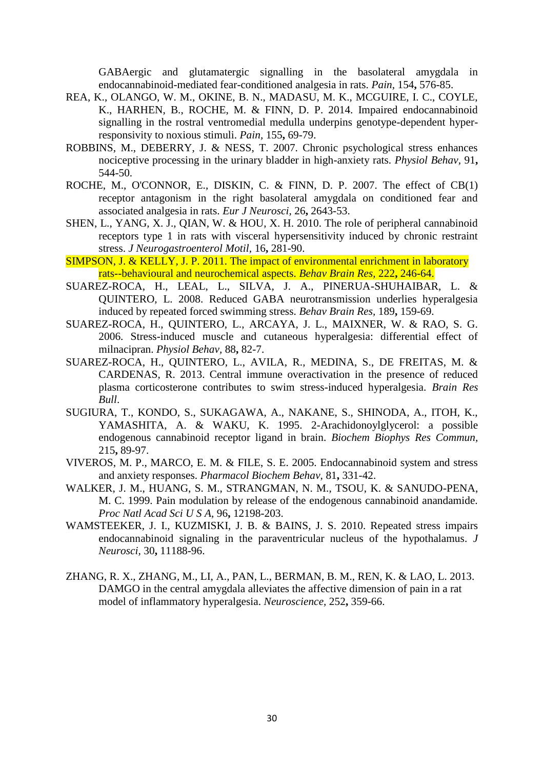GABAergic and glutamatergic signalling in the basolateral amygdala in endocannabinoid-mediated fear-conditioned analgesia in rats. *Pain,* 154**,** 576-85.

REA, K., OLANGO, W. M., OKINE, B. N., MADASU, M. K., MCGUIRE, I. C., COYLE, K., HARHEN, B., ROCHE, M. & FINN, D. P. 2014. Impaired endocannabinoid signalling in the rostral ventromedial medulla underpins genotype-dependent hyper-responsivity to noxious stimuli. *Pain,* 155**,** 69-79.

ROBBINS, M., DEBERRY, J. & NESS, T. 2007. Chronic psychological stress enhances nociceptive processing in the urinary bladder in high-anxiety rats. *Physiol Behav,* 91**,** 544-50.

ROCHE, M., O'CONNOR, E., DISKIN, C. & FINN, D. P. 2007. The effect of CB(1) receptor antagonism in the right basolateral amygdala on conditioned fear and associated analgesia in rats. *Eur J Neurosci,* 26**,** 2643-53.

SHEN, L., YANG, X. J., QIAN, W. & HOU, X. H. 2010. The role of peripheral cannabinoid receptors type 1 in rats with visceral hypersensitivity induced by chronic restraint stress. *J Neurogastroenterol Motil,* 16**,** 281-90.

SIMPSON, J. & KELLY, J. P. 2011. The impact of environmental enrichment in laboratory rats--behavioural and neurochemical aspects. *Behav Brain Res,* 222**,** 246-64.

SUAREZ-ROCA, H., LEAL, L., SILVA, J. A., PINERUA-SHUHAIBAR, L. & QUINTERO, L. 2008. Reduced GABA neurotransmission underlies hyperalgesia induced by repeated forced swimming stress. *Behav Brain Res,* 189**,** 159-69.

SUAREZ-ROCA, H., QUINTERO, L., ARCAYA, J. L., MAIXNER, W. & RAO, S. G. 2006. Stress-induced muscle and cutaneous hyperalgesia: differential effect of milnacipran. *Physiol Behav,* 88**,** 82-7.

SUAREZ-ROCA, H., QUINTERO, L., AVILA, R., MEDINA, S., DE FREITAS, M. & CARDENAS, R. 2013. Central immune overactivation in the presence of reduced plasma corticosterone contributes to swim stress-induced hyperalgesia. *Brain Res Bull*.

SUGIURA, T., KONDO, S., SUKAGAWA, A., NAKANE, S., SHINODA, A., ITOH, K., YAMASHITA, A. & WAKU, K. 1995. 2-Arachidonoylglycerol: a possible endogenous cannabinoid receptor ligand in brain. *Biochem Biophys Res Commun,* 215**,** 89-97.

VIVEROS, M. P., MARCO, E. M. & FILE, S. E. 2005. Endocannabinoid system and stress and anxiety responses. *Pharmacol Biochem Behav,* 81**,** 331-42.

WALKER, J. M., HUANG, S. M., STRANGMAN, N. M., TSOU, K. & SANUDO-PENA, M. C. 1999. Pain modulation by release of the endogenous cannabinoid anandamide. *Proc Natl Acad Sci U S A,* 96**,** 12198-203.

WAMSTEEKER, J. I., KUZMISKI, J. B. & BAINS, J. S. 2010. Repeated stress impairs endocannabinoid signaling in the paraventricular nucleus of the hypothalamus. *J Neurosci,* 30**,** 11188-96.

ZHANG, R. X., ZHANG, M., LI, A., PAN, L., BERMAN, B. M., REN, K. & LAO, L. 2013. DAMGO in the central amygdala alleviates the affective dimension of pain in a rat model of inflammatory hyperalgesia. *Neuroscience,* 252**,** 359-66.